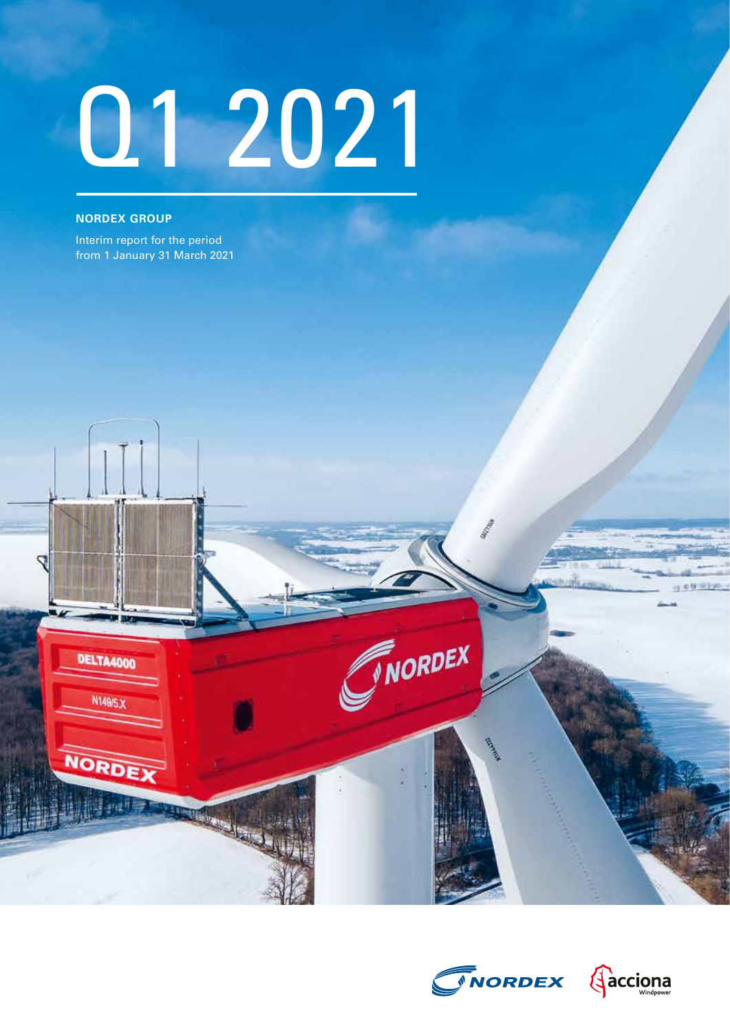# Q1 2021

**NORDEX GROUP**

Interim report for the period from 1 January 31 March 2021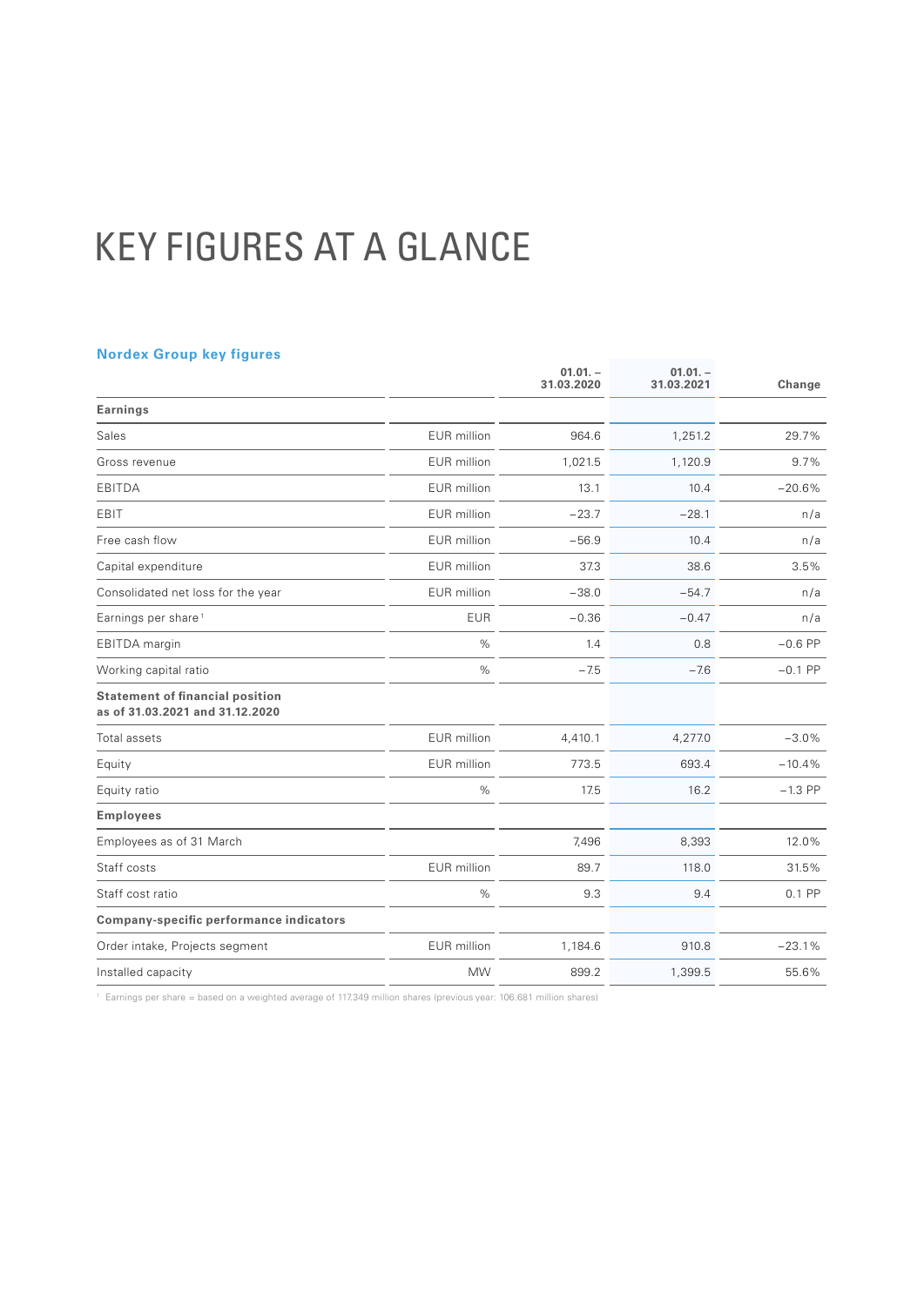# KEY FIGURES AT A GLANCE

**Nordex Group key figures**

| | | 01.01. – 31.03.2020 | 01.01. – 31.03.2021 | Change |
|---|---|---|---|---|
| **Earnings** | | | | |
| Sales | EUR million | 964.6 | 1,251.2 | 29.7% |
| Gross revenue | EUR million | 1,021.5 | 1,120.9 | 9.7% |
| EBITDA | EUR million | 13.1 | 10.4 | −20.6% |
| EBIT | EUR million | −23.7 | −28.1 | n/a |
| Free cash flow | EUR million | −56.9 | 10.4 | n/a |
| Capital expenditure | EUR million | 37.3 | 38.6 | 3.5% |
| Consolidated net loss for the year | EUR million | −38.0 | −54.7 | n/a |
| Earnings per share [1] | EUR | −0.36 | −0.47 | n/a |
| EBITDA margin | % | 1.4 | 0.8 | −0.6 PP |
| Working capital ratio | % | −7.5 | −7.6 | −0.1 PP |
| **Statement of financial position as of 31.03.2021 and 31.12.2020** | | | | |
| Total assets | EUR million | 4,410.1 | 4,277.0 | −3.0% |
| Equity | EUR million | 773.5 | 693.4 | −10.4% |
| Equity ratio | % | 17.5 | 16.2 | −1.3 PP |
| **Employees** | | | | |
| Employees as of 31 March | | 7,496 | 8,393 | 12.0% |
| Staff costs | EUR million | 89.7 | 118.0 | 31.5% |
| Staff cost ratio | % | 9.3 | 9.4 | 0.1 PP |
| **Company-specific performance indicators** | | | | |
| Order intake, Projects segment | EUR million | 1,184.6 | 910.8 | −23.1% |
| Installed capacity | MW | 899.2 | 1,399.5 | 55.6% |

[1] Earnings per share = based on a weighted average of 117.349 million shares (previous year: 106.681 million shares)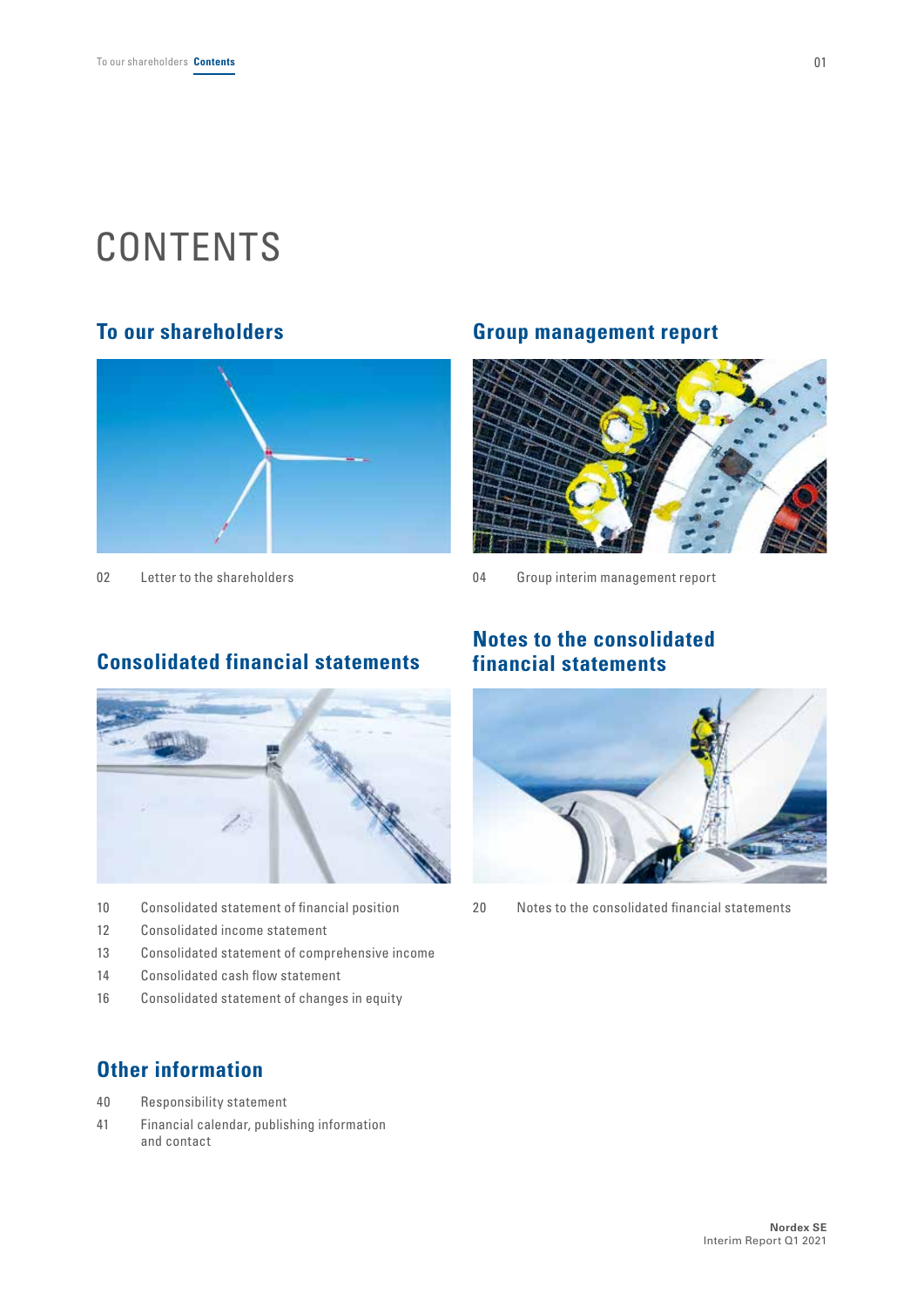# CONTENTS

## To our shareholders

02 Letter to the shareholders

## Group management report

04 Group interim management report

## Consolidated financial statements

10 Consolidated statement of financial position

12 Consolidated income statement

13 Consolidated statement of comprehensive income

14 Consolidated cash flow statement

16 Consolidated statement of changes in equity

## Notes to the consolidated financial statements

20 Notes to the consolidated financial statements

## Other information

40 Responsibility statement

41 Financial calendar, publishing information and contact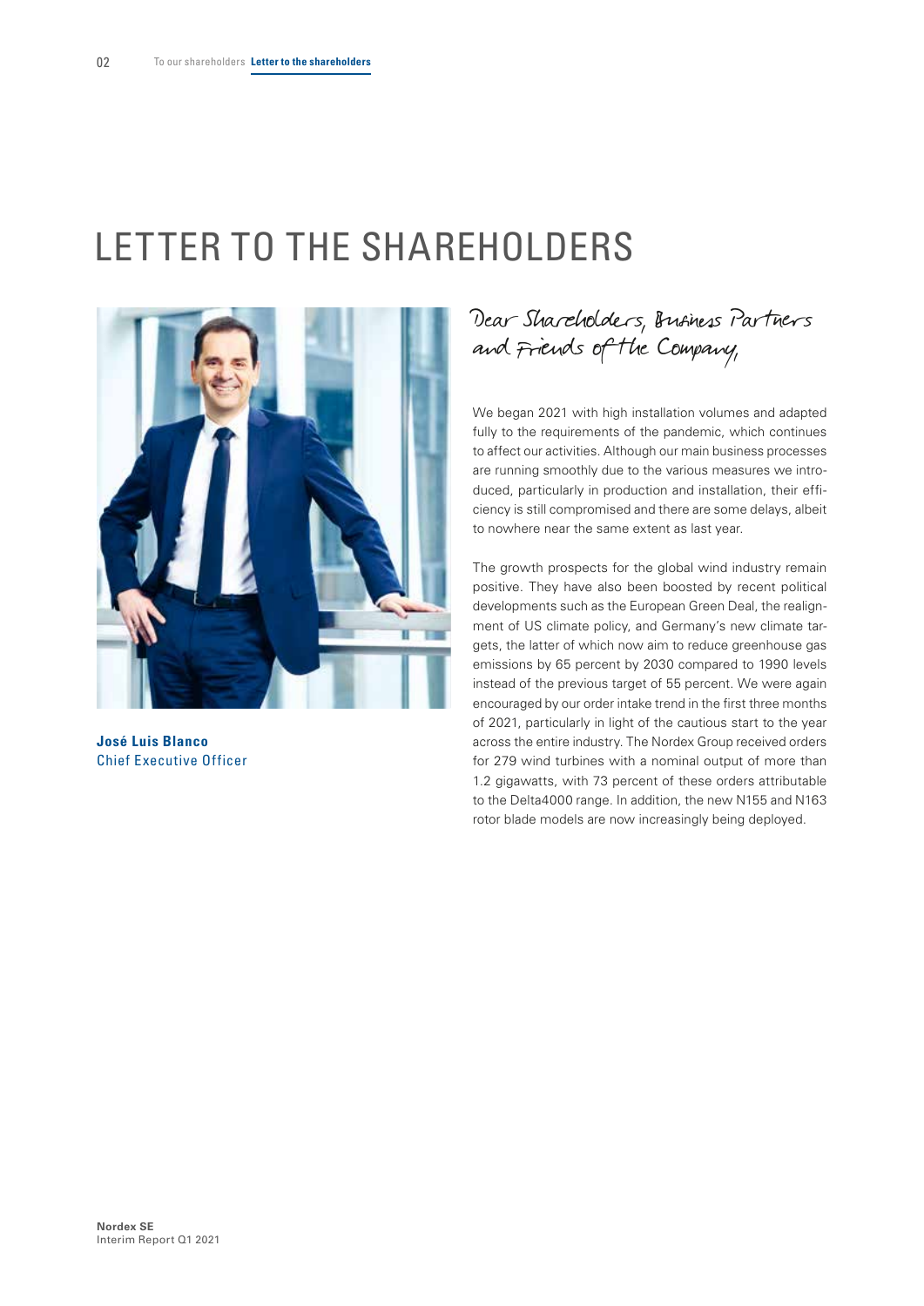# LETTER TO THE SHAREHOLDERS

**José Luis Blanco**
Chief Executive Officer

Dear Shareholders, Business Partners and Friends of the Company,

We began 2021 with high installation volumes and adapted fully to the requirements of the pandemic, which continues to affect our activities. Although our main business processes are running smoothly due to the various measures we introduced, particularly in production and installation, their efficiency is still compromised and there are some delays, albeit to nowhere near the same extent as last year.

The growth prospects for the global wind industry remain positive. They have also been boosted by recent political developments such as the European Green Deal, the realignment of US climate policy, and Germany's new climate targets, the latter of which now aim to reduce greenhouse gas emissions by 65 percent by 2030 compared to 1990 levels instead of the previous target of 55 percent. We were again encouraged by our order intake trend in the first three months of 2021, particularly in light of the cautious start to the year across the entire industry. The Nordex Group received orders for 279 wind turbines with a nominal output of more than 1.2 gigawatts, with 73 percent of these orders attributable to the Delta4000 range. In addition, the new N155 and N163 rotor blade models are now increasingly being deployed.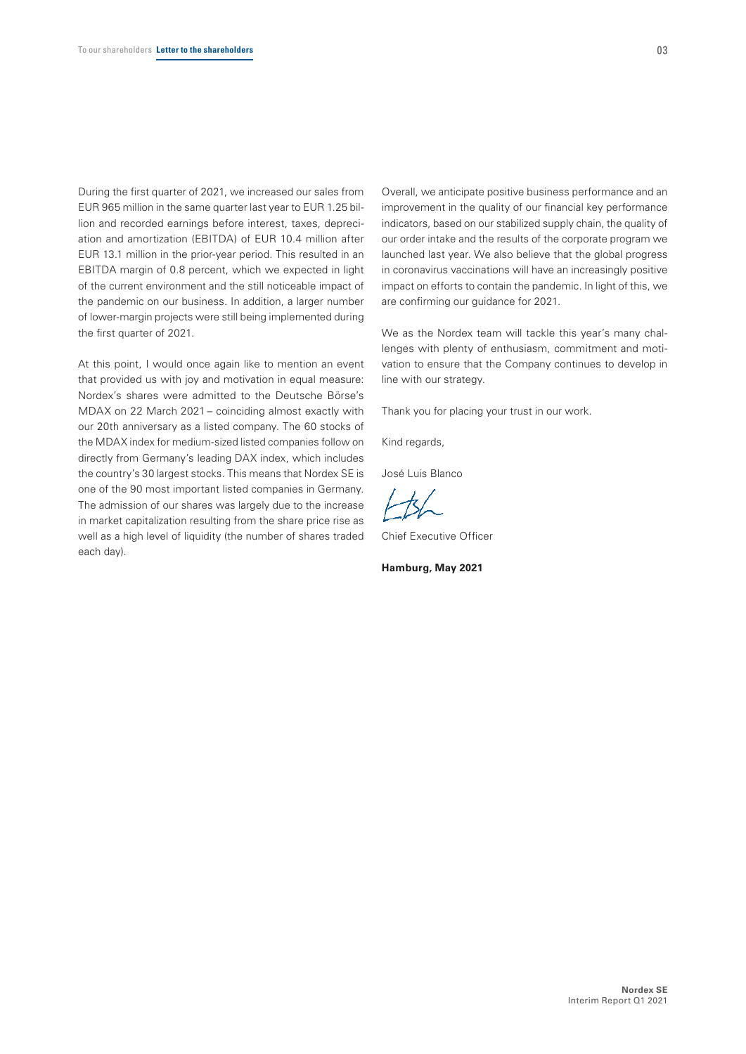During the first quarter of 2021, we increased our sales from EUR 965 million in the same quarter last year to EUR 1.25 billion and recorded earnings before interest, taxes, depreciation and amortization (EBITDA) of EUR 10.4 million after EUR 13.1 million in the prior-year period. This resulted in an EBITDA margin of 0.8 percent, which we expected in light of the current environment and the still noticeable impact of the pandemic on our business. In addition, a larger number of lower-margin projects were still being implemented during the first quarter of 2021.

At this point, I would once again like to mention an event that provided us with joy and motivation in equal measure: Nordex's shares were admitted to the Deutsche Börse's MDAX on 22 March 2021 – coinciding almost exactly with our 20th anniversary as a listed company. The 60 stocks of the MDAX index for medium-sized listed companies follow on directly from Germany's leading DAX index, which includes the country's 30 largest stocks. This means that Nordex SE is one of the 90 most important listed companies in Germany. The admission of our shares was largely due to the increase in market capitalization resulting from the share price rise as well as a high level of liquidity (the number of shares traded each day).

Overall, we anticipate positive business performance and an improvement in the quality of our financial key performance indicators, based on our stabilized supply chain, the quality of our order intake and the results of the corporate program we launched last year. We also believe that the global progress in coronavirus vaccinations will have an increasingly positive impact on efforts to contain the pandemic. In light of this, we are confirming our guidance for 2021.

We as the Nordex team will tackle this year's many challenges with plenty of enthusiasm, commitment and motivation to ensure that the Company continues to develop in line with our strategy.

Thank you for placing your trust in our work.

Kind regards,

José Luis Blanco

Chief Executive Officer

**Hamburg, May 2021**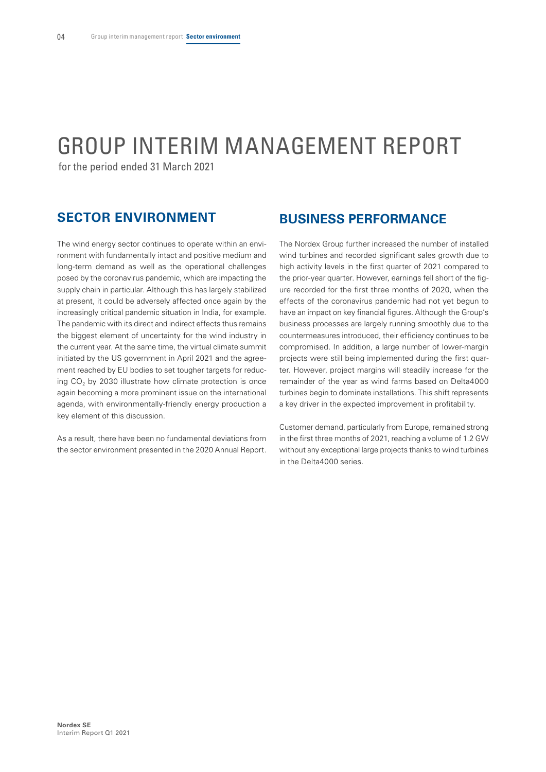# GROUP INTERIM MANAGEMENT REPORT

for the period ended 31 March 2021

## SECTOR ENVIRONMENT

The wind energy sector continues to operate within an environment with fundamentally intact and positive medium and long-term demand as well as the operational challenges posed by the coronavirus pandemic, which are impacting the supply chain in particular. Although this has largely stabilized at present, it could be adversely affected once again by the increasingly critical pandemic situation in India, for example. The pandemic with its direct and indirect effects thus remains the biggest element of uncertainty for the wind industry in the current year. At the same time, the virtual climate summit initiated by the US government in April 2021 and the agreement reached by EU bodies to set tougher targets for reducing $CO_2$ by 2030 illustrate how climate protection is once again becoming a more prominent issue on the international agenda, with environmentally-friendly energy production a key element of this discussion.

As a result, there have been no fundamental deviations from the sector environment presented in the 2020 Annual Report.

## BUSINESS PERFORMANCE

The Nordex Group further increased the number of installed wind turbines and recorded significant sales growth due to high activity levels in the first quarter of 2021 compared to the prior-year quarter. However, earnings fell short of the figure recorded for the first three months of 2020, when the effects of the coronavirus pandemic had not yet begun to have an impact on key financial figures. Although the Group's business processes are largely running smoothly due to the countermeasures introduced, their efficiency continues to be compromised. In addition, a large number of lower-margin projects were still being implemented during the first quarter. However, project margins will steadily increase for the remainder of the year as wind farms based on Delta4000 turbines begin to dominate installations. This shift represents a key driver in the expected improvement in profitability.

Customer demand, particularly from Europe, remained strong in the first three months of 2021, reaching a volume of 1.2 GW without any exceptional large projects thanks to wind turbines in the Delta4000 series.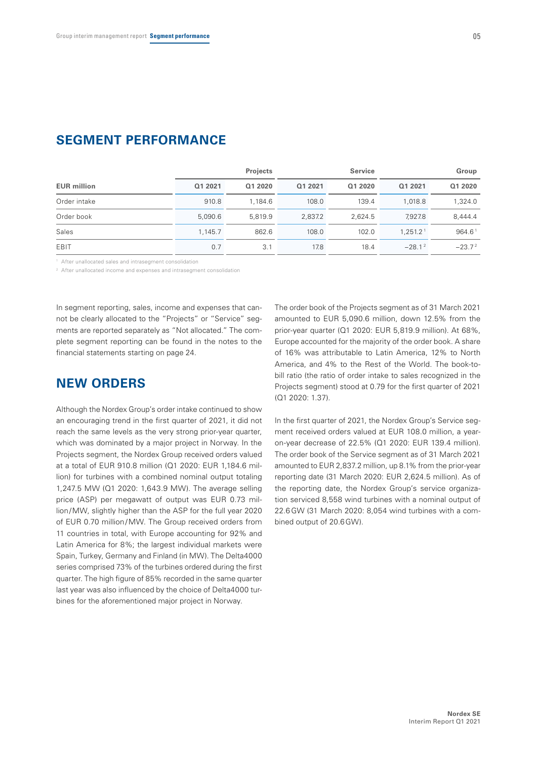## SEGMENT PERFORMANCE

| | Projects | | Service | | Group | |
|---|---|---|---|---|---|---|
| EUR million | Q1 2021 | Q1 2020 | Q1 2021 | Q1 2020 | Q1 2021 | Q1 2020 |
| Order intake | 910.8 | 1,184.6 | 108.0 | 139.4 | 1,018.8 | 1,324.0 |
| Order book | 5,090.6 | 5,819.9 | 2,837.2 | 2,624.5 | 7,927.8 | 8,444.4 |
| Sales | 1,145.7 | 862.6 | 108.0 | 102.0 | 1,251.2[1] | 964.6[1] |
| EBIT | 0.7 | 3.1 | 17.8 | 18.4 | −28.1[2] | −23.7[2] |

[1] After unallocated sales and intrasegment consolidation

[2] After unallocated income and expenses and intrasegment consolidation

In segment reporting, sales, income and expenses that cannot be clearly allocated to the "Projects" or "Service" segments are reported separately as "Not allocated." The complete segment reporting can be found in the notes to the financial statements starting on page 24.

## NEW ORDERS

Although the Nordex Group's order intake continued to show an encouraging trend in the first quarter of 2021, it did not reach the same levels as the very strong prior-year quarter, which was dominated by a major project in Norway. In the Projects segment, the Nordex Group received orders valued at a total of EUR 910.8 million (Q1 2020: EUR 1,184.6 million) for turbines with a combined nominal output totaling 1,247.5 MW (Q1 2020: 1,643.9 MW). The average selling price (ASP) per megawatt of output was EUR 0.73 million/MW, slightly higher than the ASP for the full year 2020 of EUR 0.70 million/MW. The Group received orders from 11 countries in total, with Europe accounting for 92% and Latin America for 8%; the largest individual markets were Spain, Turkey, Germany and Finland (in MW). The Delta4000 series comprised 73% of the turbines ordered during the first quarter. The high figure of 85% recorded in the same quarter last year was also influenced by the choice of Delta4000 turbines for the aforementioned major project in Norway.

The order book of the Projects segment as of 31 March 2021 amounted to EUR 5,090.6 million, down 12.5% from the prior-year quarter (Q1 2020: EUR 5,819.9 million). At 68%, Europe accounted for the majority of the order book. A share of 16% was attributable to Latin America, 12% to North America, and 4% to the Rest of the World. The book-to-bill ratio (the ratio of order intake to sales recognized in the Projects segment) stood at 0.79 for the first quarter of 2021 (Q1 2020: 1.37).

In the first quarter of 2021, the Nordex Group's Service segment received orders valued at EUR 108.0 million, a year-on-year decrease of 22.5% (Q1 2020: EUR 139.4 million). The order book of the Service segment as of 31 March 2021 amounted to EUR 2,837.2 million, up 8.1% from the prior-year reporting date (31 March 2020: EUR 2,624.5 million). As of the reporting date, the Nordex Group's service organization serviced 8,558 wind turbines with a nominal output of 22.6 GW (31 March 2020: 8,054 wind turbines with a combined output of 20.6 GW).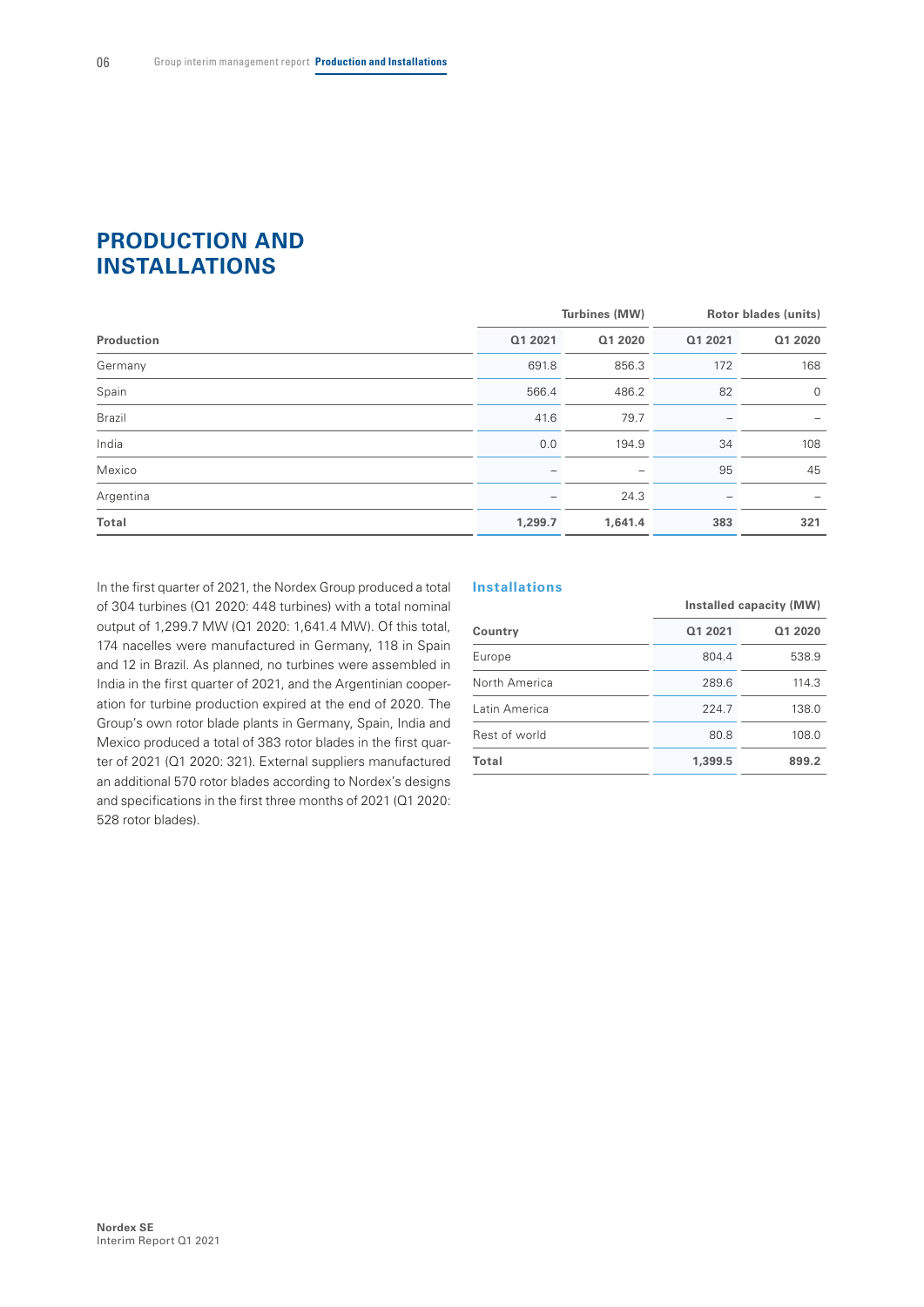# PRODUCTION AND INSTALLATIONS

| Production | Turbines (MW) | | Rotor blades (units) | |
|---|---|---|---|---|
| | Q1 2021 | Q1 2020 | Q1 2021 | Q1 2020 |
| Germany | 691.8 | 856.3 | 172 | 168 |
| Spain | 566.4 | 486.2 | 82 | 0 |
| Brazil | 41.6 | 79.7 | – | – |
| India | 0.0 | 194.9 | 34 | 108 |
| Mexico | – | – | 95 | 45 |
| Argentina | – | 24.3 | – | – |
| **Total** | **1,299.7** | **1,641.4** | **383** | **321** |

In the first quarter of 2021, the Nordex Group produced a total of 304 turbines (Q1 2020: 448 turbines) with a total nominal output of 1,299.7 MW (Q1 2020: 1,641.4 MW). Of this total, 174 nacelles were manufactured in Germany, 118 in Spain and 12 in Brazil. As planned, no turbines were assembled in India in the first quarter of 2021, and the Argentinian cooperation for turbine production expired at the end of 2020. The Group's own rotor blade plants in Germany, Spain, India and Mexico produced a total of 383 rotor blades in the first quarter of 2021 (Q1 2020: 321). External suppliers manufactured an additional 570 rotor blades according to Nordex's designs and specifications in the first three months of 2021 (Q1 2020: 528 rotor blades).

### Installations

| Country | Installed capacity (MW) | |
|---|---|---|
| | Q1 2021 | Q1 2020 |
| Europe | 804.4 | 538.9 |
| North America | 289.6 | 114.3 |
| Latin America | 224.7 | 138.0 |
| Rest of world | 80.8 | 108.0 |
| **Total** | **1,399.5** | **899.2** |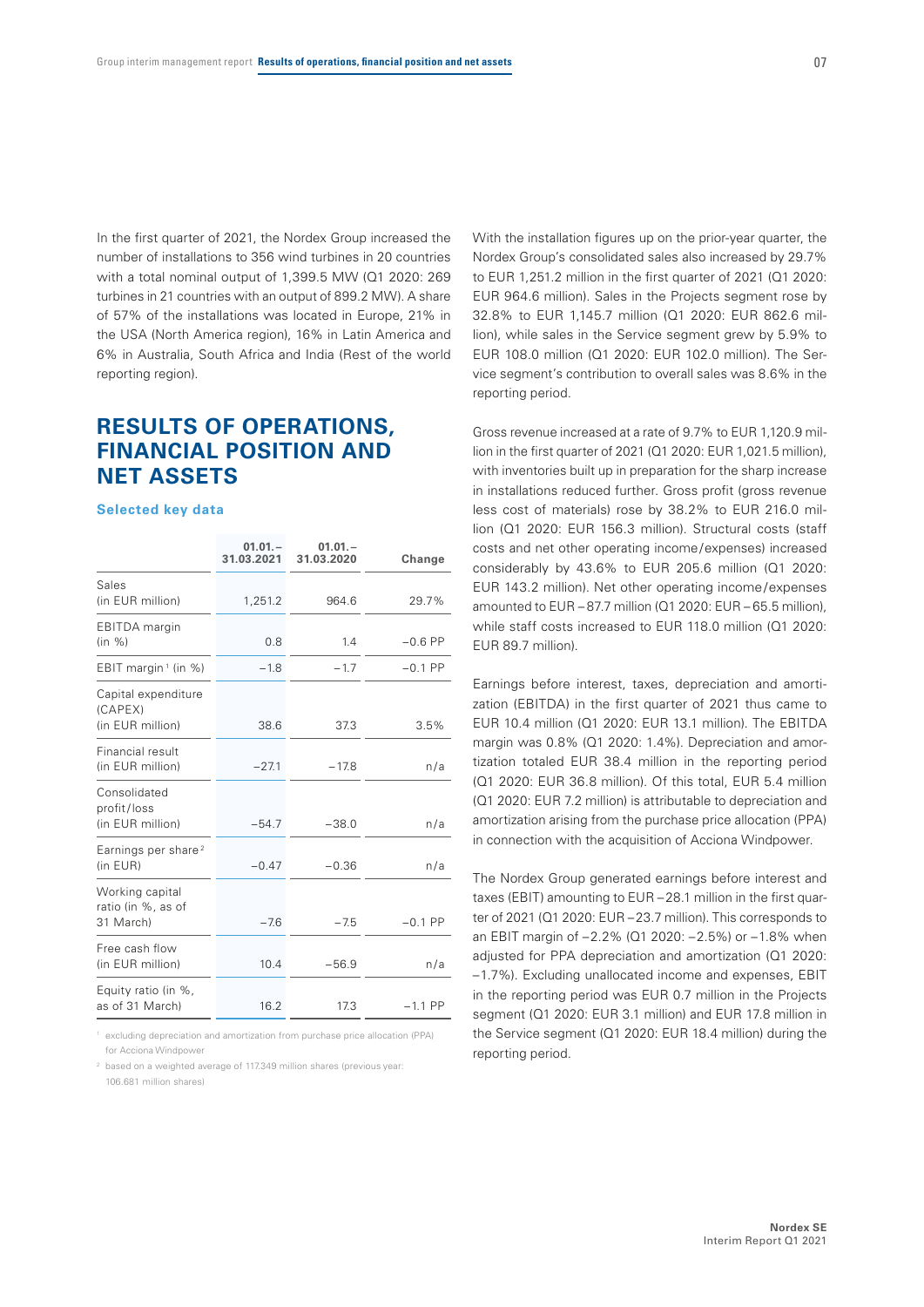In the first quarter of 2021, the Nordex Group increased the number of installations to 356 wind turbines in 20 countries with a total nominal output of 1,399.5 MW (Q1 2020: 269 turbines in 21 countries with an output of 899.2 MW). A share of 57% of the installations was located in Europe, 21% in the USA (North America region), 16% in Latin America and 6% in Australia, South Africa and India (Rest of the world reporting region).

# RESULTS OF OPERATIONS, FINANCIAL POSITION AND NET ASSETS

### Selected key data

| | 01.01.–31.03.2021 | 01.01.–31.03.2020 | Change |
|---|---|---|---|
| Sales (in EUR million) | 1,251.2 | 964.6 | 29.7% |
| EBITDA margin (in %) | 0.8 | 1.4 | −0.6 PP |
| EBIT margin[1] (in %) | −1.8 | −1.7 | −0.1 PP |
| Capital expenditure (CAPEX) (in EUR million) | 38.6 | 37.3 | 3.5% |
| Financial result (in EUR million) | −27.1 | −17.8 | n/a |
| Consolidated profit/loss (in EUR million) | −54.7 | −38.0 | n/a |
| Earnings per share[2] (in EUR) | −0.47 | −0.36 | n/a |
| Working capital ratio (in %, as of 31 March) | −7.6 | −7.5 | −0.1 PP |
| Free cash flow (in EUR million) | 10.4 | −56.9 | n/a |
| Equity ratio (in %, as of 31 March) | 16.2 | 17.3 | −1.1 PP |

[1] excluding depreciation and amortization from purchase price allocation (PPA) for Acciona Windpower

[2] based on a weighted average of 117.349 million shares (previous year: 106.681 million shares)

With the installation figures up on the prior-year quarter, the Nordex Group's consolidated sales also increased by 29.7% to EUR 1,251.2 million in the first quarter of 2021 (Q1 2020: EUR 964.6 million). Sales in the Projects segment rose by 32.8% to EUR 1,145.7 million (Q1 2020: EUR 862.6 million), while sales in the Service segment grew by 5.9% to EUR 108.0 million (Q1 2020: EUR 102.0 million). The Service segment's contribution to overall sales was 8.6% in the reporting period.

Gross revenue increased at a rate of 9.7% to EUR 1,120.9 million in the first quarter of 2021 (Q1 2020: EUR 1,021.5 million), with inventories built up in preparation for the sharp increase in installations reduced further. Gross profit (gross revenue less cost of materials) rose by 38.2% to EUR 216.0 million (Q1 2020: EUR 156.3 million). Structural costs (staff costs and net other operating income/expenses) increased considerably by 43.6% to EUR 205.6 million (Q1 2020: EUR 143.2 million). Net other operating income/expenses amounted to EUR −87.7 million (Q1 2020: EUR −65.5 million), while staff costs increased to EUR 118.0 million (Q1 2020: EUR 89.7 million).

Earnings before interest, taxes, depreciation and amortization (EBITDA) in the first quarter of 2021 thus came to EUR 10.4 million (Q1 2020: EUR 13.1 million). The EBITDA margin was 0.8% (Q1 2020: 1.4%). Depreciation and amortization totaled EUR 38.4 million in the reporting period (Q1 2020: EUR 36.8 million). Of this total, EUR 5.4 million (Q1 2020: EUR 7.2 million) is attributable to depreciation and amortization arising from the purchase price allocation (PPA) in connection with the acquisition of Acciona Windpower.

The Nordex Group generated earnings before interest and taxes (EBIT) amounting to EUR −28.1 million in the first quarter of 2021 (Q1 2020: EUR −23.7 million). This corresponds to an EBIT margin of −2.2% (Q1 2020: −2.5%) or −1.8% when adjusted for PPA depreciation and amortization (Q1 2020: −1.7%). Excluding unallocated income and expenses, EBIT in the reporting period was EUR 0.7 million in the Projects segment (Q1 2020: EUR 3.1 million) and EUR 17.8 million in the Service segment (Q1 2020: EUR 18.4 million) during the reporting period.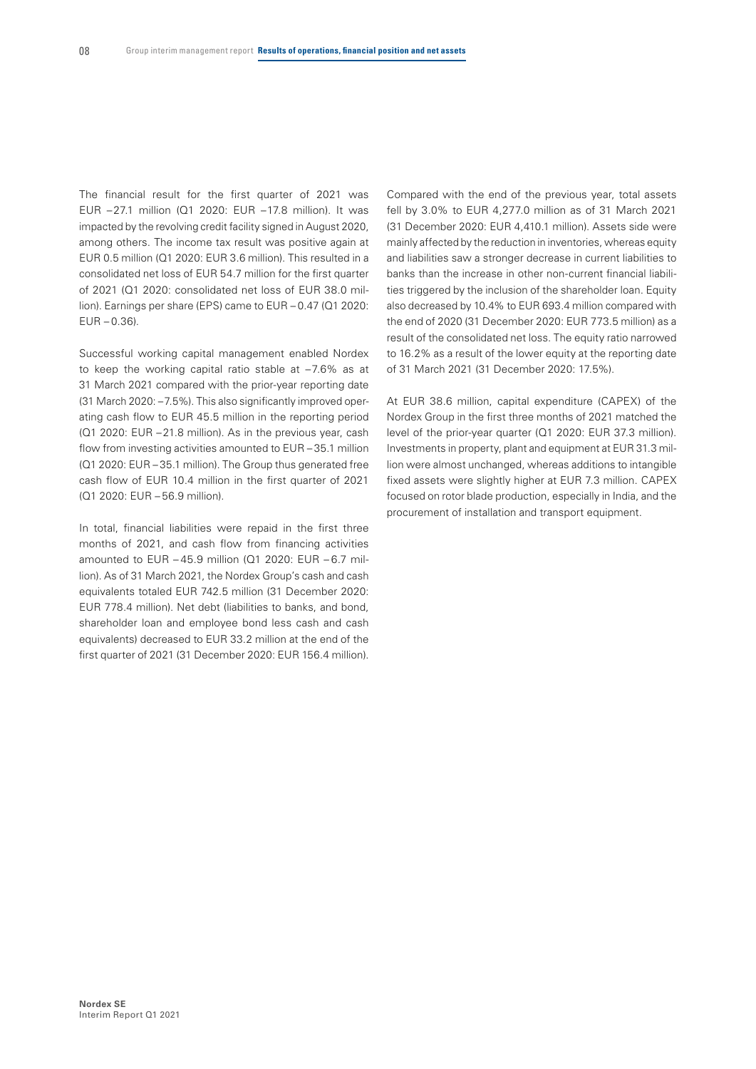The financial result for the first quarter of 2021 was EUR –27.1 million (Q1 2020: EUR –17.8 million). It was impacted by the revolving credit facility signed in August 2020, among others. The income tax result was positive again at EUR 0.5 million (Q1 2020: EUR 3.6 million). This resulted in a consolidated net loss of EUR 54.7 million for the first quarter of 2021 (Q1 2020: consolidated net loss of EUR 38.0 million). Earnings per share (EPS) came to EUR – 0.47 (Q1 2020: EUR – 0.36).

Successful working capital management enabled Nordex to keep the working capital ratio stable at –7.6% as at 31 March 2021 compared with the prior-year reporting date (31 March 2020: –7.5%). This also significantly improved operating cash flow to EUR 45.5 million in the reporting period (Q1 2020: EUR –21.8 million). As in the previous year, cash flow from investing activities amounted to EUR –35.1 million (Q1 2020: EUR –35.1 million). The Group thus generated free cash flow of EUR 10.4 million in the first quarter of 2021 (Q1 2020: EUR –56.9 million).

In total, financial liabilities were repaid in the first three months of 2021, and cash flow from financing activities amounted to EUR –45.9 million (Q1 2020: EUR –6.7 million). As of 31 March 2021, the Nordex Group's cash and cash equivalents totaled EUR 742.5 million (31 December 2020: EUR 778.4 million). Net debt (liabilities to banks, and bond, shareholder loan and employee bond less cash and cash equivalents) decreased to EUR 33.2 million at the end of the first quarter of 2021 (31 December 2020: EUR 156.4 million).

Compared with the end of the previous year, total assets fell by 3.0% to EUR 4,277.0 million as of 31 March 2021 (31 December 2020: EUR 4,410.1 million). Assets side were mainly affected by the reduction in inventories, whereas equity and liabilities saw a stronger decrease in current liabilities to banks than the increase in other non-current financial liabilities triggered by the inclusion of the shareholder loan. Equity also decreased by 10.4% to EUR 693.4 million compared with the end of 2020 (31 December 2020: EUR 773.5 million) as a result of the consolidated net loss. The equity ratio narrowed to 16.2% as a result of the lower equity at the reporting date of 31 March 2021 (31 December 2020: 17.5%).

At EUR 38.6 million, capital expenditure (CAPEX) of the Nordex Group in the first three months of 2021 matched the level of the prior-year quarter (Q1 2020: EUR 37.3 million). Investments in property, plant and equipment at EUR 31.3 million were almost unchanged, whereas additions to intangible fixed assets were slightly higher at EUR 7.3 million. CAPEX focused on rotor blade production, especially in India, and the procurement of installation and transport equipment.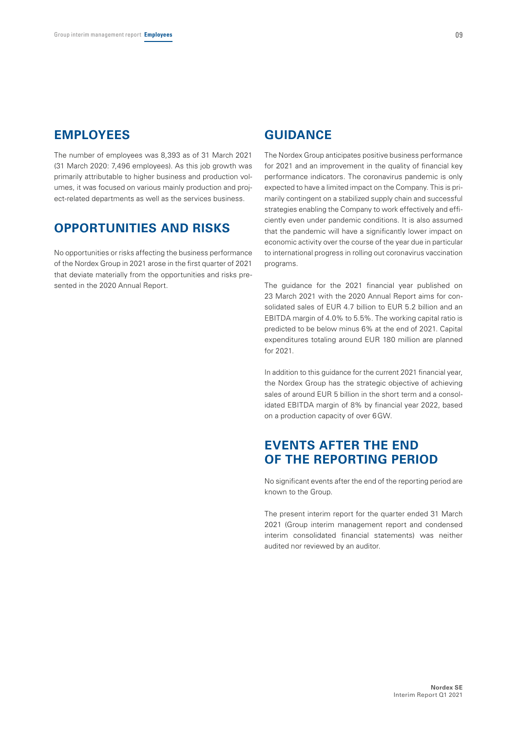## EMPLOYEES

The number of employees was 8,393 as of 31 March 2021 (31 March 2020: 7,496 employees). As this job growth was primarily attributable to higher business and production volumes, it was focused on various mainly production and project-related departments as well as the services business.

## OPPORTUNITIES AND RISKS

No opportunities or risks affecting the business performance of the Nordex Group in 2021 arose in the first quarter of 2021 that deviate materially from the opportunities and risks presented in the 2020 Annual Report.

## GUIDANCE

The Nordex Group anticipates positive business performance for 2021 and an improvement in the quality of financial key performance indicators. The coronavirus pandemic is only expected to have a limited impact on the Company. This is primarily contingent on a stabilized supply chain and successful strategies enabling the Company to work effectively and efficiently even under pandemic conditions. It is also assumed that the pandemic will have a significantly lower impact on economic activity over the course of the year due in particular to international progress in rolling out coronavirus vaccination programs.

The guidance for the 2021 financial year published on 23 March 2021 with the 2020 Annual Report aims for consolidated sales of EUR 4.7 billion to EUR 5.2 billion and an EBITDA margin of 4.0% to 5.5%. The working capital ratio is predicted to be below minus 6% at the end of 2021. Capital expenditures totaling around EUR 180 million are planned for 2021.

In addition to this guidance for the current 2021 financial year, the Nordex Group has the strategic objective of achieving sales of around EUR 5 billion in the short term and a consolidated EBITDA margin of 8% by financial year 2022, based on a production capacity of over 6 GW.

## EVENTS AFTER THE END OF THE REPORTING PERIOD

No significant events after the end of the reporting period are known to the Group.

The present interim report for the quarter ended 31 March 2021 (Group interim management report and condensed interim consolidated financial statements) was neither audited nor reviewed by an auditor.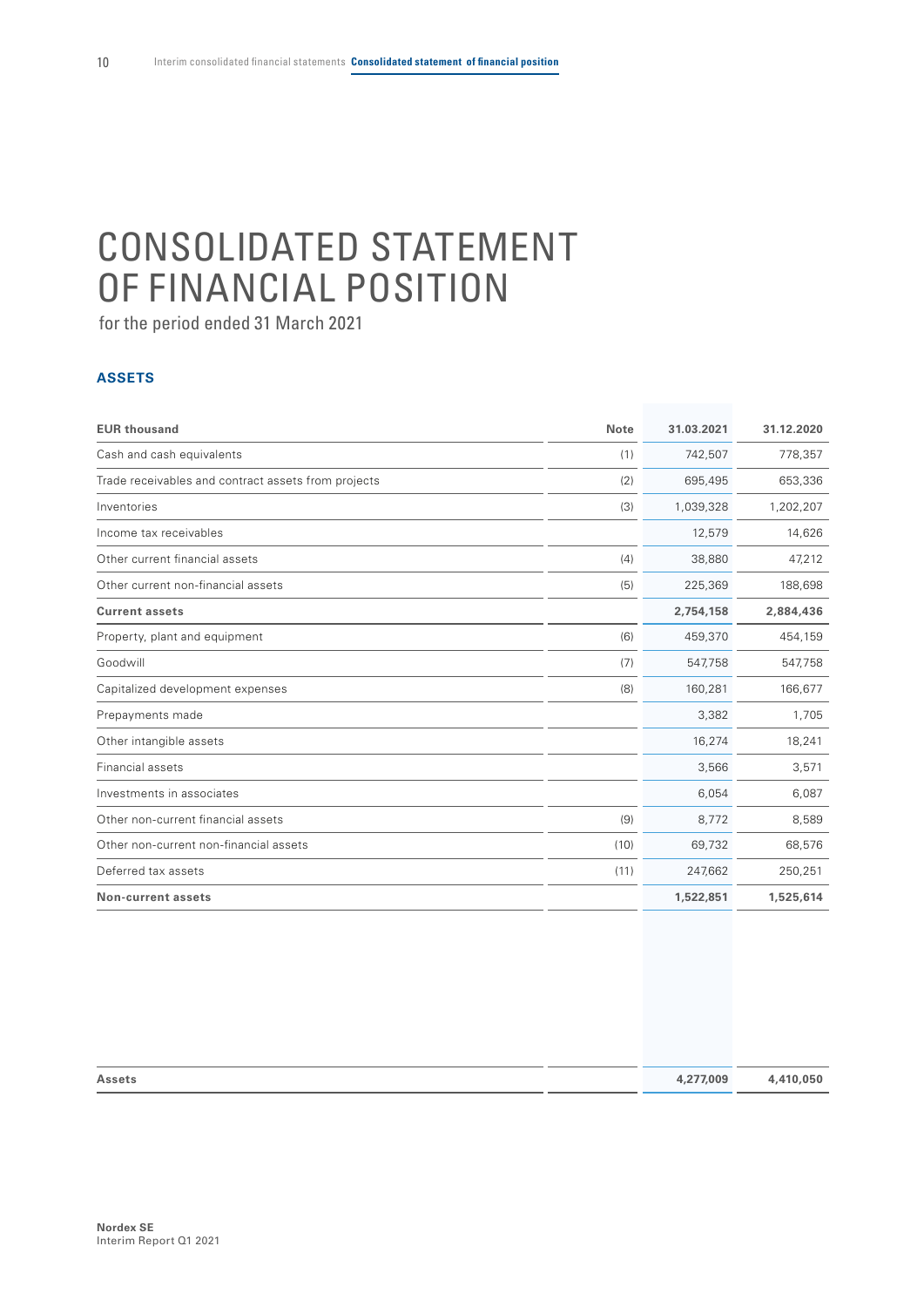# CONSOLIDATED STATEMENT OF FINANCIAL POSITION

for the period ended 31 March 2021

### ASSETS

| EUR thousand | Note | 31.03.2021 | 31.12.2020 |
|---|---|---|---|
| Cash and cash equivalents | (1) | 742,507 | 778,357 |
| Trade receivables and contract assets from projects | (2) | 695,495 | 653,336 |
| Inventories | (3) | 1,039,328 | 1,202,207 |
| Income tax receivables | | 12,579 | 14,626 |
| Other current financial assets | (4) | 38,880 | 47,212 |
| Other current non-financial assets | (5) | 225,369 | 188,698 |
| **Current assets** | | **2,754,158** | **2,884,436** |
| Property, plant and equipment | (6) | 459,370 | 454,159 |
| Goodwill | (7) | 547,758 | 547,758 |
| Capitalized development expenses | (8) | 160,281 | 166,677 |
| Prepayments made | | 3,382 | 1,705 |
| Other intangible assets | | 16,274 | 18,241 |
| Financial assets | | 3,566 | 3,571 |
| Investments in associates | | 6,054 | 6,087 |
| Other non-current financial assets | (9) | 8,772 | 8,589 |
| Other non-current non-financial assets | (10) | 69,732 | 68,576 |
| Deferred tax assets | (11) | 247,662 | 250,251 |
| **Non-current assets** | | **1,522,851** | **1,525,614** |
| **Assets** | | **4,277,009** | **4,410,050** |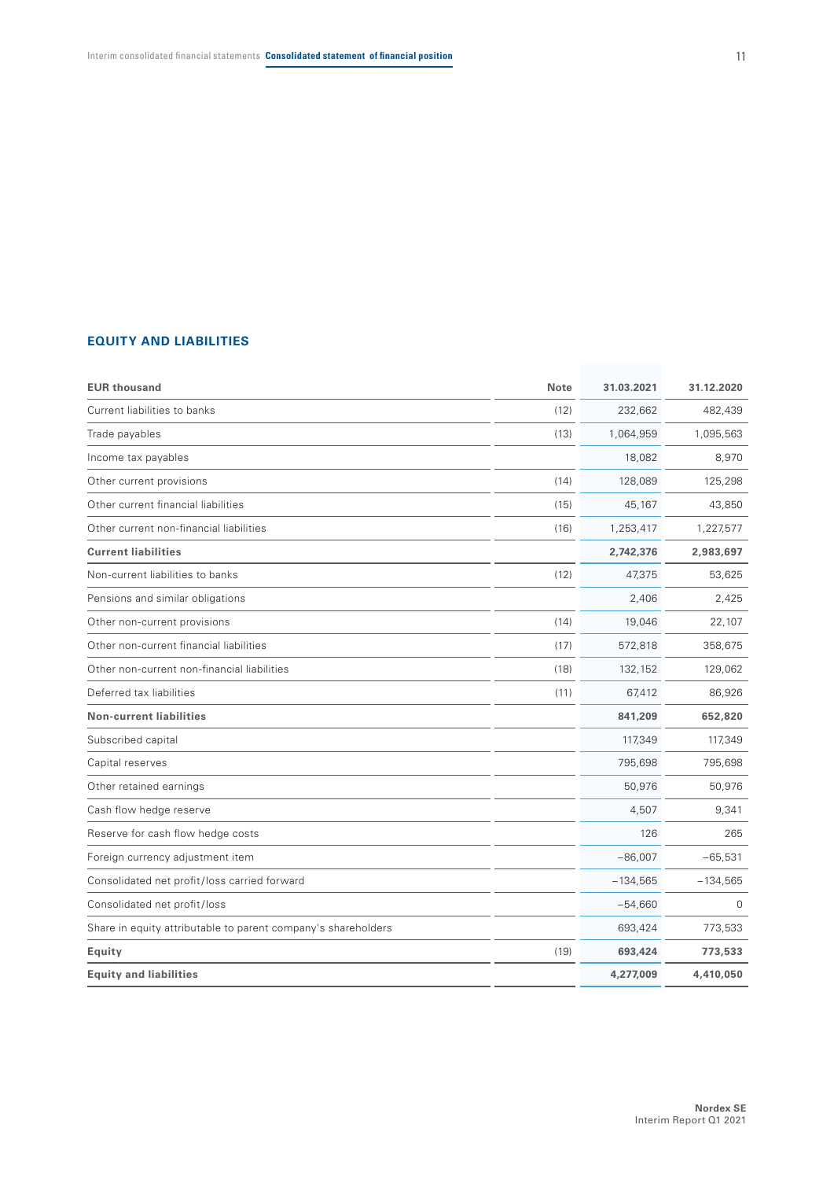## EQUITY AND LIABILITIES

| EUR thousand | Note | 31.03.2021 | 31.12.2020 |
|---|---|---|---|
| Current liabilities to banks | (12) | 232,662 | 482,439 |
| Trade payables | (13) | 1,064,959 | 1,095,563 |
| Income tax payables | | 18,082 | 8,970 |
| Other current provisions | (14) | 128,089 | 125,298 |
| Other current financial liabilities | (15) | 45,167 | 43,850 |
| Other current non-financial liabilities | (16) | 1,253,417 | 1,227,577 |
| **Current liabilities** | | **2,742,376** | **2,983,697** |
| Non-current liabilities to banks | (12) | 47,375 | 53,625 |
| Pensions and similar obligations | | 2,406 | 2,425 |
| Other non-current provisions | (14) | 19,046 | 22,107 |
| Other non-current financial liabilities | (17) | 572,818 | 358,675 |
| Other non-current non-financial liabilities | (18) | 132,152 | 129,062 |
| Deferred tax liabilities | (11) | 67,412 | 86,926 |
| **Non-current liabilities** | | **841,209** | **652,820** |
| Subscribed capital | | 117,349 | 117,349 |
| Capital reserves | | 795,698 | 795,698 |
| Other retained earnings | | 50,976 | 50,976 |
| Cash flow hedge reserve | | 4,507 | 9,341 |
| Reserve for cash flow hedge costs | | 126 | 265 |
| Foreign currency adjustment item | | −86,007 | −65,531 |
| Consolidated net profit/loss carried forward | | −134,565 | −134,565 |
| Consolidated net profit/loss | | −54,660 | 0 |
| Share in equity attributable to parent company's shareholders | | 693,424 | 773,533 |
| **Equity** | (19) | **693,424** | **773,533** |
| **Equity and liabilities** | | **4,277,009** | **4,410,050** |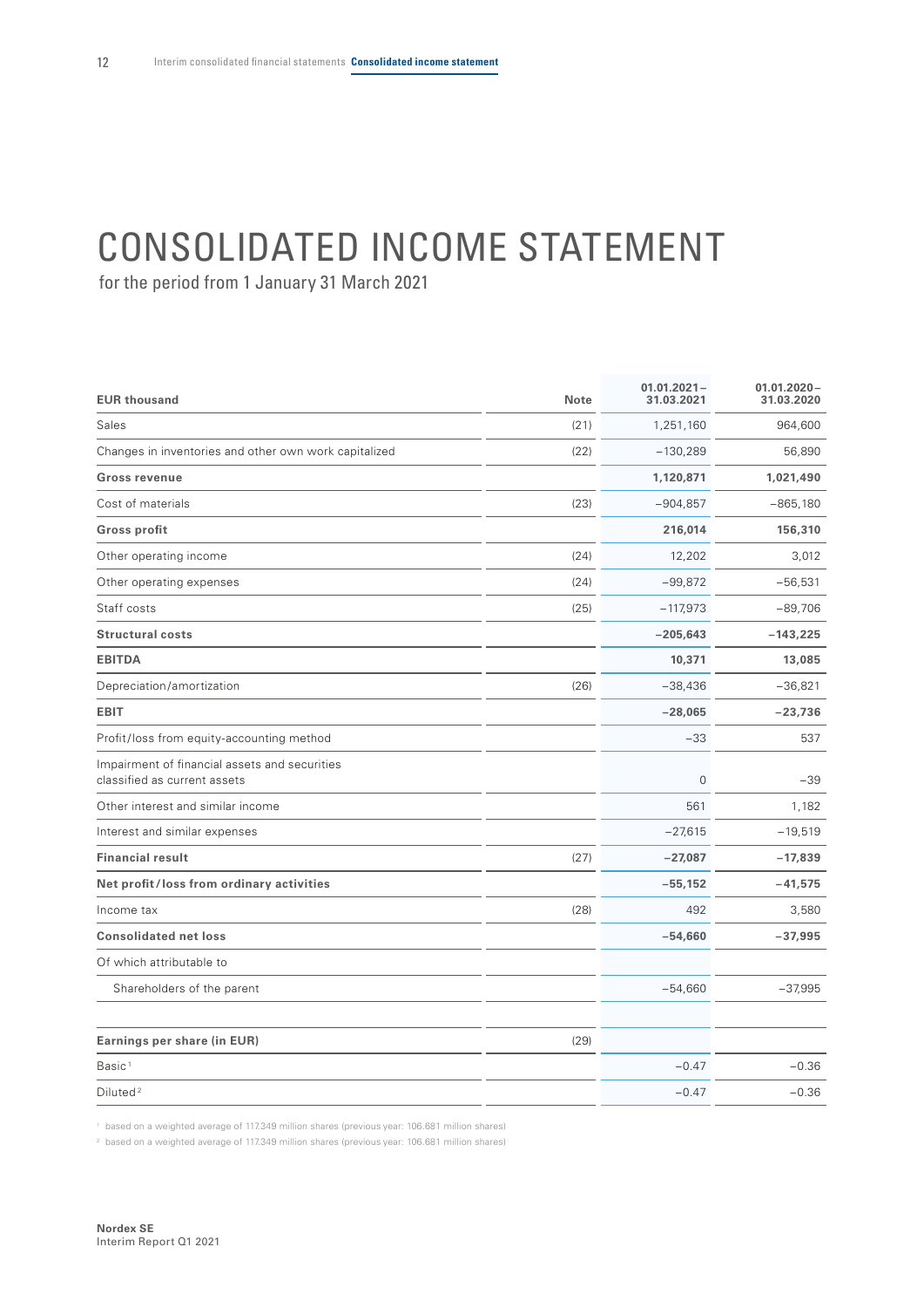# CONSOLIDATED INCOME STATEMENT

for the period from 1 January 31 March 2021

| EUR thousand | Note | 01.01.2021 – 31.03.2021 | 01.01.2020 – 31.03.2020 |
|---|---|---|---|
| Sales | (21) | 1,251,160 | 964,600 |
| Changes in inventories and other own work capitalized | (22) | −130,289 | 56,890 |
| **Gross revenue** | | **1,120,871** | **1,021,490** |
| Cost of materials | (23) | −904,857 | −865,180 |
| **Gross profit** | | **216,014** | **156,310** |
| Other operating income | (24) | 12,202 | 3,012 |
| Other operating expenses | (24) | −99,872 | −56,531 |
| Staff costs | (25) | −117,973 | −89,706 |
| **Structural costs** | | **−205,643** | **−143,225** |
| **EBITDA** | | **10,371** | **13,085** |
| Depreciation/amortization | (26) | −38,436 | −36,821 |
| **EBIT** | | **−28,065** | **−23,736** |
| Profit/loss from equity-accounting method | | −33 | 537 |
| Impairment of financial assets and securities classified as current assets | | 0 | −39 |
| Other interest and similar income | | 561 | 1,182 |
| Interest and similar expenses | | −27,615 | −19,519 |
| **Financial result** | (27) | **−27,087** | **−17,839** |
| **Net profit/loss from ordinary activities** | | **−55,152** | **−41,575** |
| Income tax | (28) | 492 | 3,580 |
| **Consolidated net loss** | | **−54,660** | **−37,995** |
| Of which attributable to | | | |
| Shareholders of the parent | | −54,660 | −37,995 |
| | | | |
| **Earnings per share (in EUR)** | (29) | | |
| Basic[1] | | −0.47 | −0.36 |
| Diluted[2] | | −0.47 | −0.36 |

[1] based on a weighted average of 117.349 million shares (previous year: 106.681 million shares)

[2] based on a weighted average of 117.349 million shares (previous year: 106.681 million shares)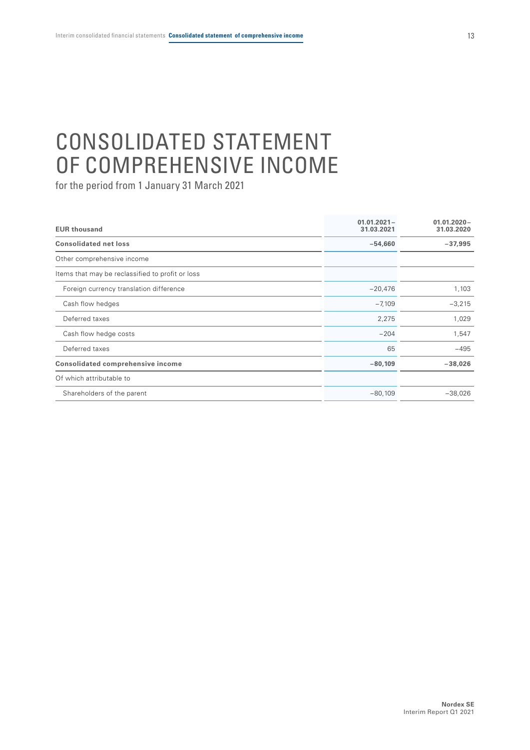# CONSOLIDATED STATEMENT OF COMPREHENSIVE INCOME

for the period from 1 January 31 March 2021

| EUR thousand | 01.01.2021–31.03.2021 | 01.01.2020–31.03.2020 |
|---|---|---|
| **Consolidated net loss** | **−54,660** | **−37,995** |
| Other comprehensive income | | |
| Items that may be reclassified to profit or loss | | |
| Foreign currency translation difference | −20,476 | 1,103 |
| Cash flow hedges | −7,109 | −3,215 |
| Deferred taxes | 2,275 | 1,029 |
| Cash flow hedge costs | −204 | 1,547 |
| Deferred taxes | 65 | −495 |
| **Consolidated comprehensive income** | **−80,109** | **−38,026** |
| Of which attributable to | | |
| Shareholders of the parent | −80,109 | −38,026 |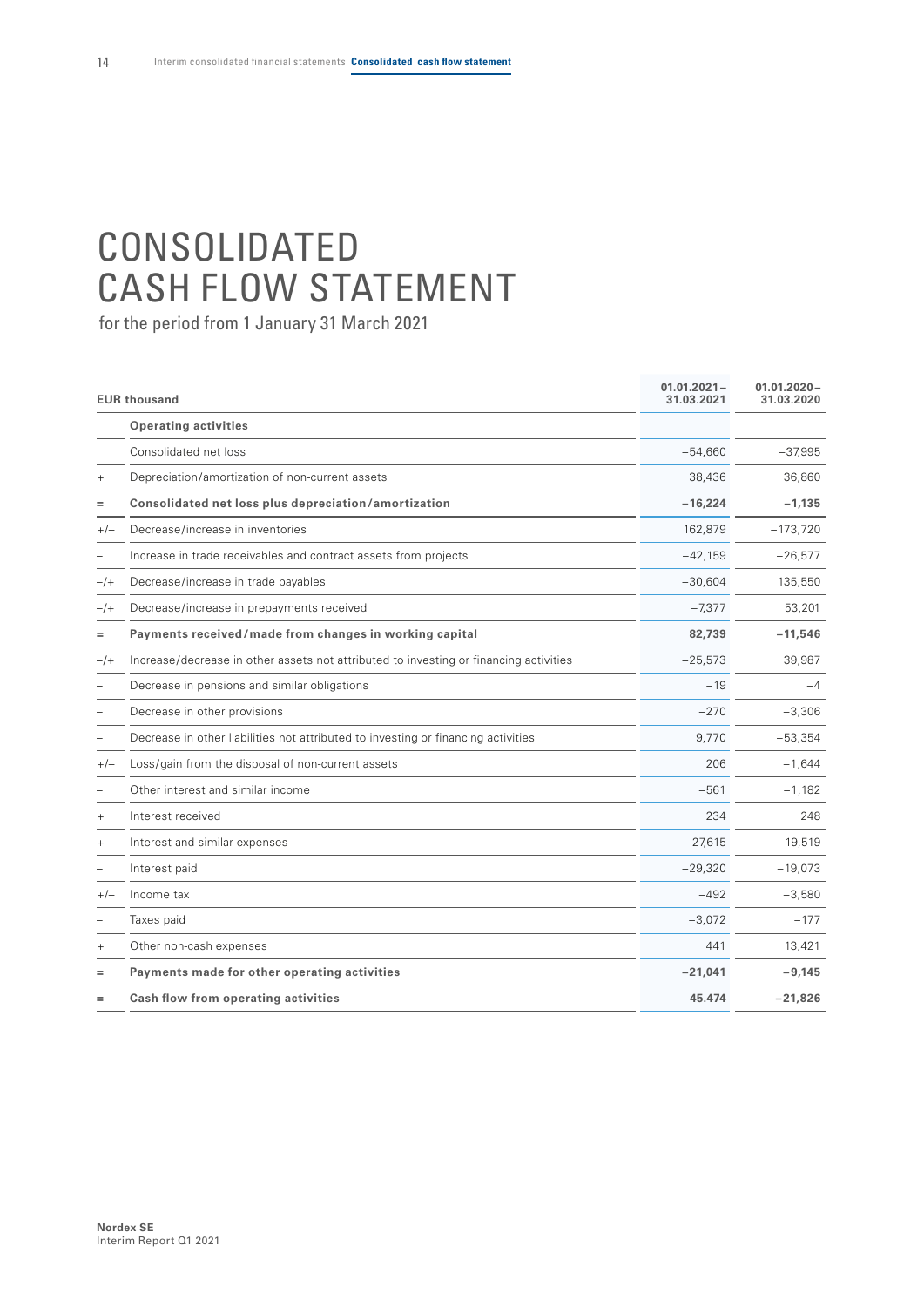# CONSOLIDATED CASH FLOW STATEMENT

for the period from 1 January 31 March 2021

| | EUR thousand | 01.01.2021–31.03.2021 | 01.01.2020–31.03.2020 |
|---|---|---|---|
| | **Operating activities** | | |
| | Consolidated net loss | −54,660 | −37,995 |
| + | Depreciation/amortization of non-current assets | 38,436 | 36,860 |
| = | **Consolidated net loss plus depreciation/amortization** | **−16,224** | **−1,135** |
| +/– | Decrease/increase in inventories | 162,879 | −173,720 |
| – | Increase in trade receivables and contract assets from projects | −42,159 | −26,577 |
| –/+ | Decrease/increase in trade payables | −30,604 | 135,550 |
| –/+ | Decrease/increase in prepayments received | −7,377 | 53,201 |
| = | **Payments received/made from changes in working capital** | **82,739** | **−11,546** |
| –/+ | Increase/decrease in other assets not attributed to investing or financing activities | −25,573 | 39,987 |
| – | Decrease in pensions and similar obligations | −19 | −4 |
| – | Decrease in other provisions | −270 | −3,306 |
| – | Decrease in other liabilities not attributed to investing or financing activities | 9,770 | −53,354 |
| +/– | Loss/gain from the disposal of non-current assets | 206 | −1,644 |
| – | Other interest and similar income | −561 | −1,182 |
| + | Interest received | 234 | 248 |
| + | Interest and similar expenses | 27,615 | 19,519 |
| – | Interest paid | −29,320 | −19,073 |
| +/– | Income tax | −492 | −3,580 |
| – | Taxes paid | −3,072 | −177 |
| + | Other non-cash expenses | 441 | 13,421 |
| = | **Payments made for other operating activities** | **−21,041** | **−9,145** |
| = | **Cash flow from operating activities** | **45.474** | **−21,826** |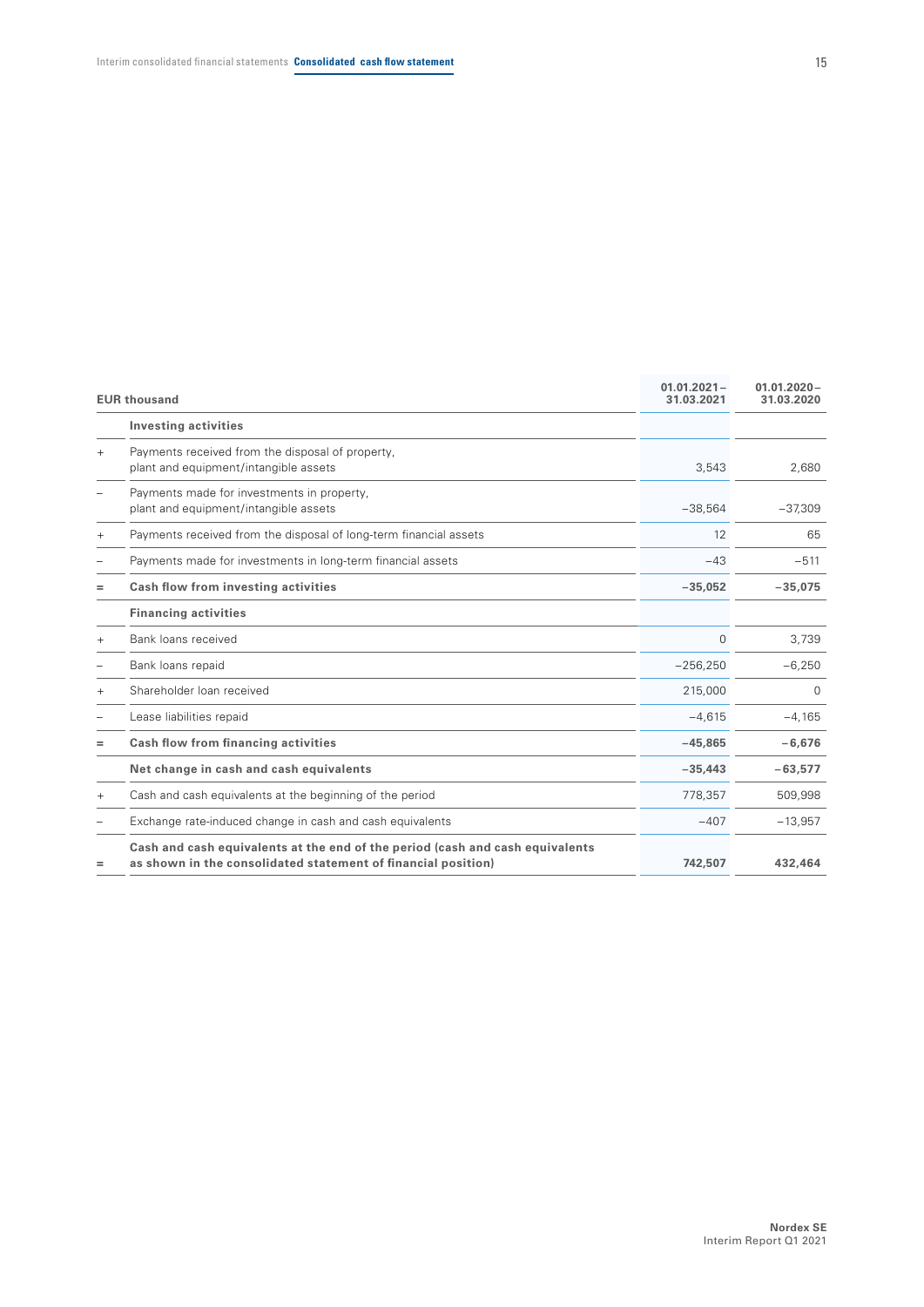| | EUR thousand | 01.01.2021 – 31.03.2021 | 01.01.2020 – 31.03.2020 |
|---|---|---|---|
| | **Investing activities** | | |
| + | Payments received from the disposal of property, plant and equipment/intangible assets | 3,543 | 2,680 |
| – | Payments made for investments in property, plant and equipment/intangible assets | −38,564 | −37,309 |
| + | Payments received from the disposal of long-term financial assets | 12 | 65 |
| – | Payments made for investments in long-term financial assets | −43 | −511 |
| = | **Cash flow from investing activities** | **−35,052** | **−35,075** |
| | **Financing activities** | | |
| + | Bank loans received | 0 | 3,739 |
| – | Bank loans repaid | −256,250 | −6,250 |
| + | Shareholder loan received | 215,000 | 0 |
| – | Lease liabilities repaid | −4,615 | −4,165 |
| = | **Cash flow from financing activities** | **−45,865** | **−6,676** |
| | **Net change in cash and cash equivalents** | **−35,443** | **−63,577** |
| + | Cash and cash equivalents at the beginning of the period | 778,357 | 509,998 |
| – | Exchange rate-induced change in cash and cash equivalents | −407 | −13,957 |
| = | **Cash and cash equivalents at the end of the period (cash and cash equivalents as shown in the consolidated statement of financial position)** | **742,507** | **432,464** |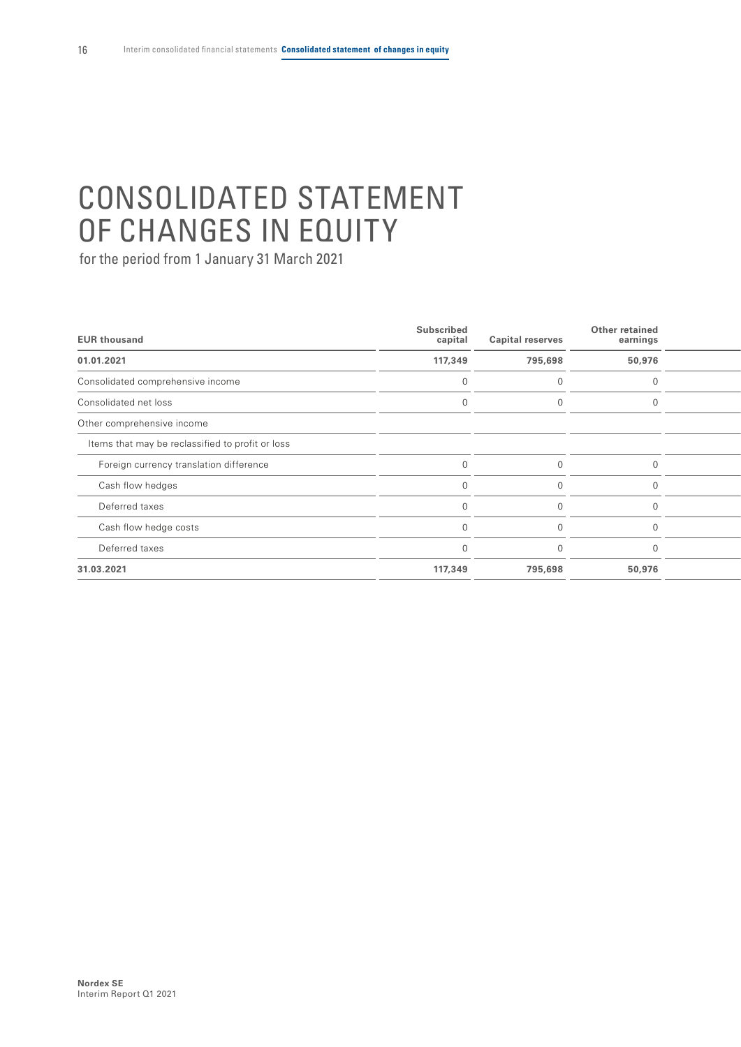# CONSOLIDATED STATEMENT OF CHANGES IN EQUITY

for the period from 1 January 31 March 2021

| EUR thousand | Subscribed capital | Capital reserves | Other retained earnings |
|---|---|---|---|
| **01.01.2021** | **117,349** | **795,698** | **50,976** |
| Consolidated comprehensive income | 0 | 0 | 0 |
| Consolidated net loss | 0 | 0 | 0 |
| Other comprehensive income | | | |
| Items that may be reclassified to profit or loss | | | |
| Foreign currency translation difference | 0 | 0 | 0 |
| Cash flow hedges | 0 | 0 | 0 |
| Deferred taxes | 0 | 0 | 0 |
| Cash flow hedge costs | 0 | 0 | 0 |
| Deferred taxes | 0 | 0 | 0 |
| **31.03.2021** | **117,349** | **795,698** | **50,976** |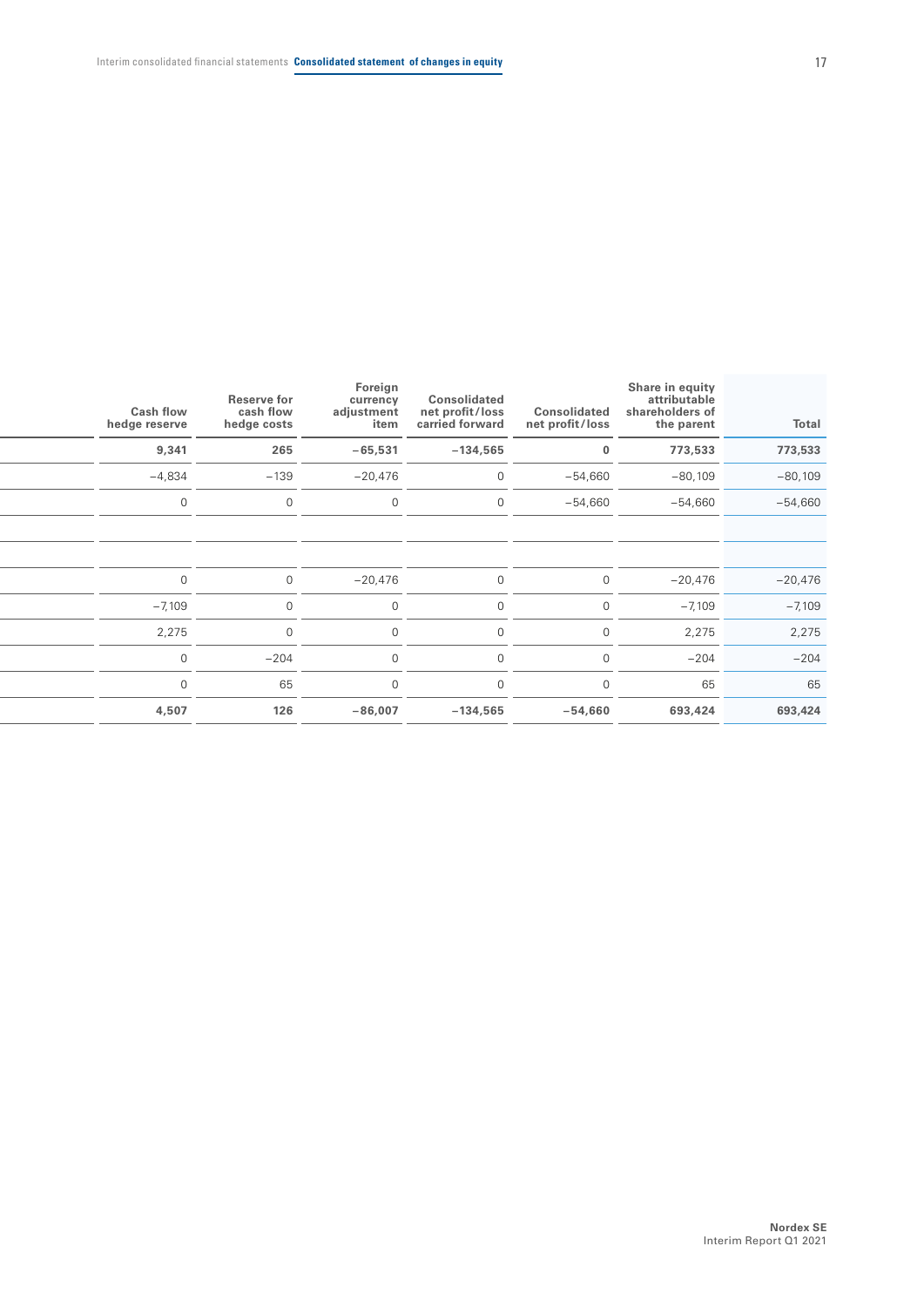| | Cash flow hedge reserve | Reserve for cash flow hedge costs | Foreign currency adjustment item | Consolidated net profit/loss carried forward | Consolidated net profit/loss | Share in equity attributable shareholders of the parent | Total |
|---|---|---|---|---|---|---|---|
| | **9,341** | **265** | **−65,531** | **−134,565** | **0** | **773,533** | **773,533** |
| | −4,834 | −139 | −20,476 | 0 | −54,660 | −80,109 | −80,109 |
| | 0 | 0 | 0 | 0 | −54,660 | −54,660 | −54,660 |
| | | | | | | | |
| | | | | | | | |
| | 0 | 0 | −20,476 | 0 | 0 | −20,476 | −20,476 |
| | −7,109 | 0 | 0 | 0 | 0 | −7,109 | −7,109 |
| | 2,275 | 0 | 0 | 0 | 0 | 2,275 | 2,275 |
| | 0 | −204 | 0 | 0 | 0 | −204 | −204 |
| | 0 | 65 | 0 | 0 | 0 | 65 | 65 |
| | **4,507** | **126** | **−86,007** | **−134,565** | **−54,660** | **693,424** | **693,424** |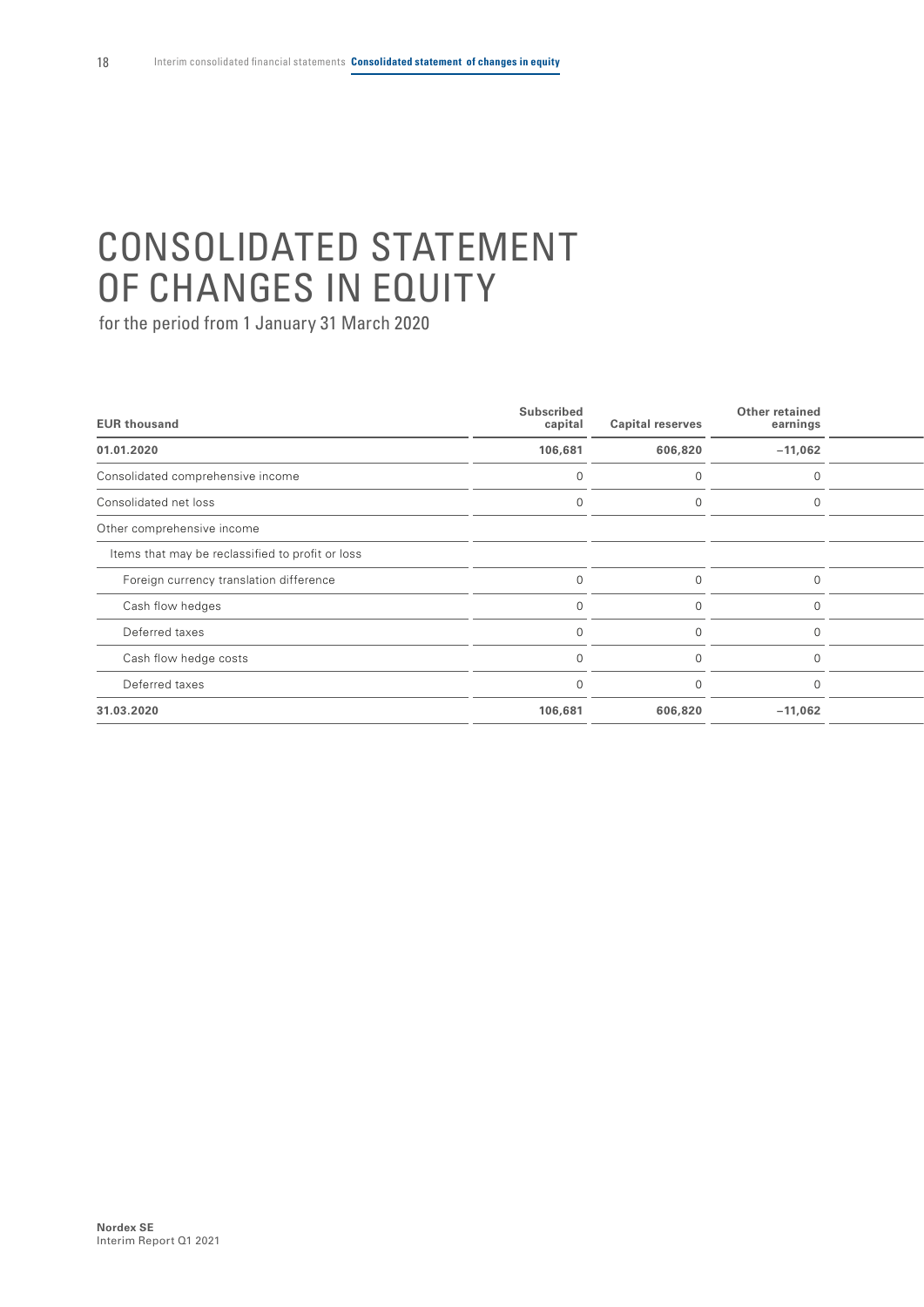# CONSOLIDATED STATEMENT OF CHANGES IN EQUITY

for the period from 1 January 31 March 2020

| EUR thousand | Subscribed capital | Capital reserves | Other retained earnings |
|---|---|---|---|
| **01.01.2020** | **106,681** | **606,820** | **−11,062** |
| Consolidated comprehensive income | 0 | 0 | 0 |
| Consolidated net loss | 0 | 0 | 0 |
| Other comprehensive income | | | |
| Items that may be reclassified to profit or loss | | | |
| Foreign currency translation difference | 0 | 0 | 0 |
| Cash flow hedges | 0 | 0 | 0 |
| Deferred taxes | 0 | 0 | 0 |
| Cash flow hedge costs | 0 | 0 | 0 |
| Deferred taxes | 0 | 0 | 0 |
| **31.03.2020** | **106,681** | **606,820** | **−11,062** |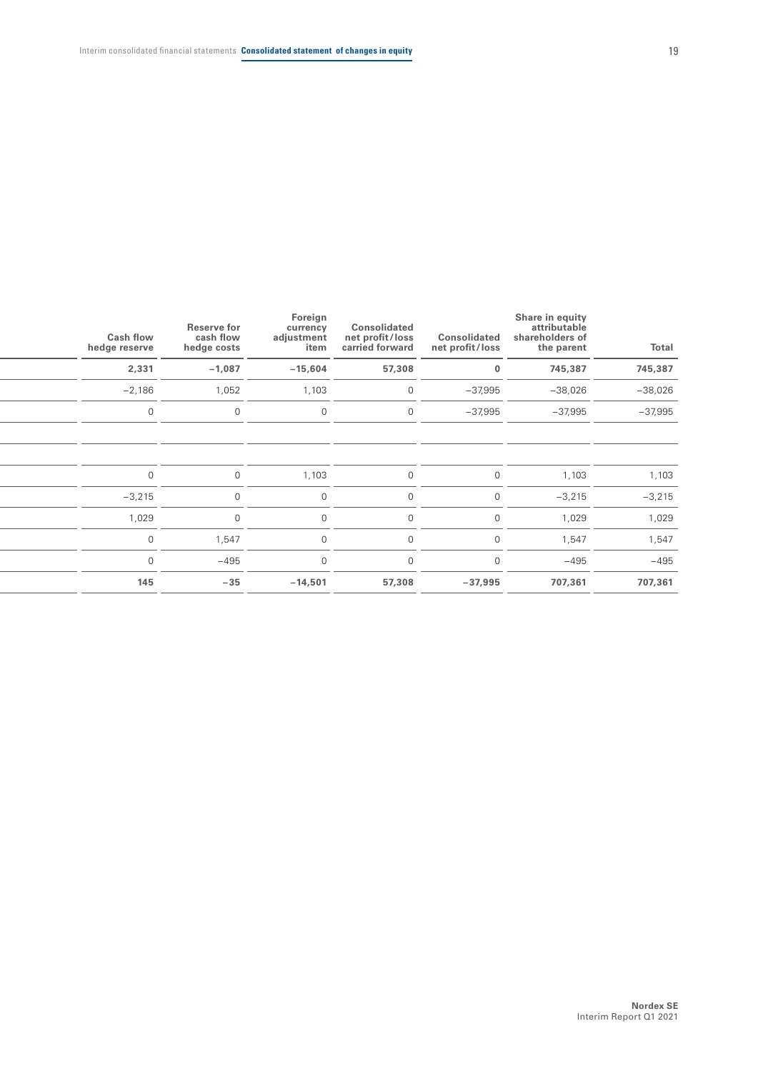| Cash flow hedge reserve | Reserve for cash flow hedge costs | Foreign currency adjustment item | Consolidated net profit/loss carried forward | Consolidated net profit/loss | Share in equity attributable shareholders of the parent | Total |
|---|---|---|---|---|---|---|
| **2,331** | **−1,087** | **−15,604** | **57,308** | **0** | **745,387** | **745,387** |
| −2,186 | 1,052 | 1,103 | 0 | −37,995 | −38,026 | −38,026 |
| 0 | 0 | 0 | 0 | −37,995 | −37,995 | −37,995 |
| | | | | | | |
| | | | | | | |
| 0 | 0 | 1,103 | 0 | 0 | 1,103 | 1,103 |
| −3,215 | 0 | 0 | 0 | 0 | −3,215 | −3,215 |
| 1,029 | 0 | 0 | 0 | 0 | 1,029 | 1,029 |
| 0 | 1,547 | 0 | 0 | 0 | 1,547 | 1,547 |
| 0 | −495 | 0 | 0 | 0 | −495 | −495 |
| **145** | **−35** | **−14,501** | **57,308** | **−37,995** | **707,361** | **707,361** |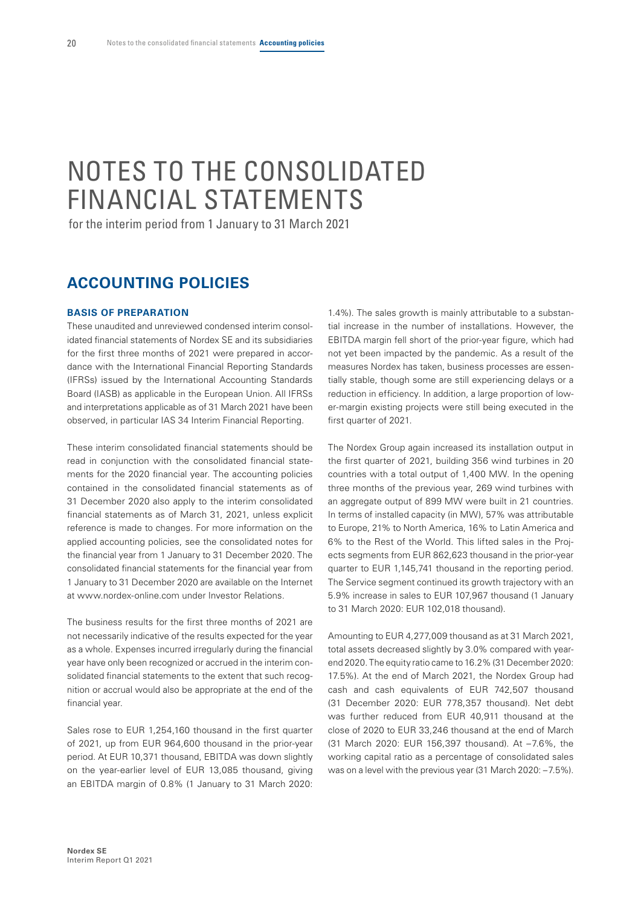# NOTES TO THE CONSOLIDATED FINANCIAL STATEMENTS

for the interim period from 1 January to 31 March 2021

## ACCOUNTING POLICIES

### BASIS OF PREPARATION

These unaudited and unreviewed condensed interim consolidated financial statements of Nordex SE and its subsidiaries for the first three months of 2021 were prepared in accordance with the International Financial Reporting Standards (IFRSs) issued by the International Accounting Standards Board (IASB) as applicable in the European Union. All IFRSs and interpretations applicable as of 31 March 2021 have been observed, in particular IAS 34 Interim Financial Reporting.

These interim consolidated financial statements should be read in conjunction with the consolidated financial statements for the 2020 financial year. The accounting policies contained in the consolidated financial statements as of 31 December 2020 also apply to the interim consolidated financial statements as of March 31, 2021, unless explicit reference is made to changes. For more information on the applied accounting policies, see the consolidated notes for the financial year from 1 January to 31 December 2020. The consolidated financial statements for the financial year from 1 January to 31 December 2020 are available on the Internet at www.nordex-online.com under Investor Relations.

The business results for the first three months of 2021 are not necessarily indicative of the results expected for the year as a whole. Expenses incurred irregularly during the financial year have only been recognized or accrued in the interim consolidated financial statements to the extent that such recognition or accrual would also be appropriate at the end of the financial year.

Sales rose to EUR 1,254,160 thousand in the first quarter of 2021, up from EUR 964,600 thousand in the prior-year period. At EUR 10,371 thousand, EBITDA was down slightly on the year-earlier level of EUR 13,085 thousand, giving an EBITDA margin of 0.8% (1 January to 31 March 2020: 1.4%). The sales growth is mainly attributable to a substantial increase in the number of installations. However, the EBITDA margin fell short of the prior-year figure, which had not yet been impacted by the pandemic. As a result of the measures Nordex has taken, business processes are essentially stable, though some are still experiencing delays or a reduction in efficiency. In addition, a large proportion of lower-margin existing projects were still being executed in the first quarter of 2021.

The Nordex Group again increased its installation output in the first quarter of 2021, building 356 wind turbines in 20 countries with a total output of 1,400 MW. In the opening three months of the previous year, 269 wind turbines with an aggregate output of 899 MW were built in 21 countries. In terms of installed capacity (in MW), 57% was attributable to Europe, 21% to North America, 16% to Latin America and 6% to the Rest of the World. This lifted sales in the Projects segments from EUR 862,623 thousand in the prior-year quarter to EUR 1,145,741 thousand in the reporting period. The Service segment continued its growth trajectory with an 5.9% increase in sales to EUR 107,967 thousand (1 January to 31 March 2020: EUR 102,018 thousand).

Amounting to EUR 4,277,009 thousand as at 31 March 2021, total assets decreased slightly by 3.0% compared with year-end 2020. The equity ratio came to 16.2% (31 December 2020: 17.5%). At the end of March 2021, the Nordex Group had cash and cash equivalents of EUR 742,507 thousand (31 December 2020: EUR 778,357 thousand). Net debt was further reduced from EUR 40,911 thousand at the close of 2020 to EUR 33,246 thousand at the end of March (31 March 2020: EUR 156,397 thousand). At –7.6%, the working capital ratio as a percentage of consolidated sales was on a level with the previous year (31 March 2020: –7.5%).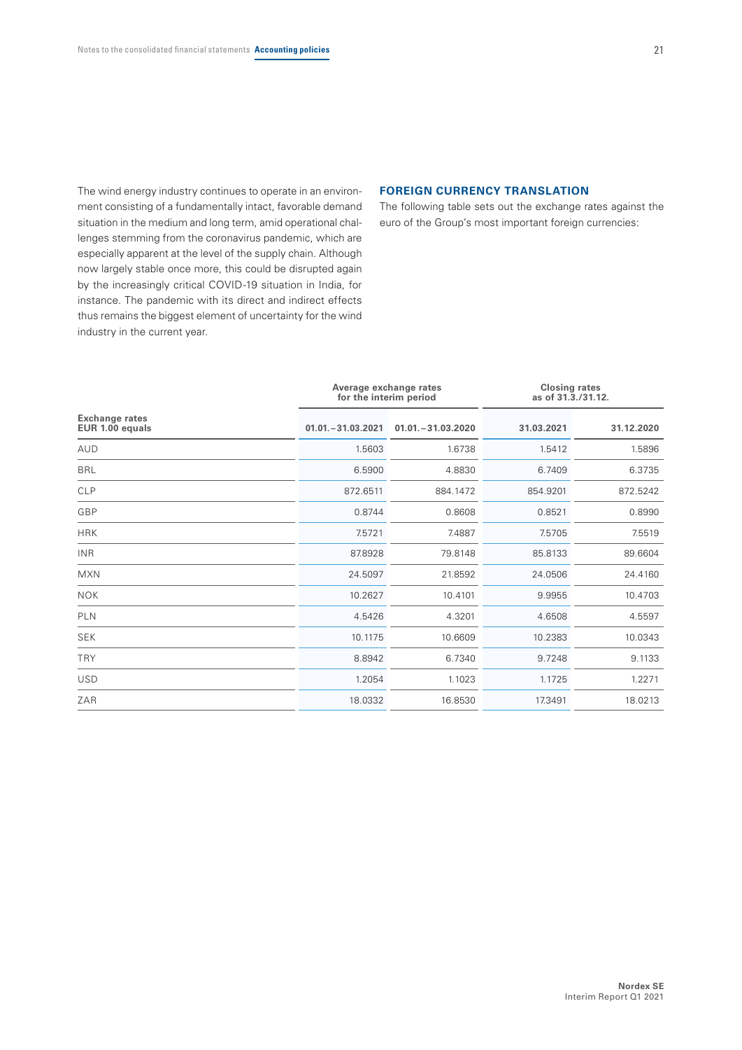The wind energy industry continues to operate in an environment consisting of a fundamentally intact, favorable demand situation in the medium and long term, amid operational challenges stemming from the coronavirus pandemic, which are especially apparent at the level of the supply chain. Although now largely stable once more, this could be disrupted again by the increasingly critical COVID-19 situation in India, for instance. The pandemic with its direct and indirect effects thus remains the biggest element of uncertainty for the wind industry in the current year.

## FOREIGN CURRENCY TRANSLATION

The following table sets out the exchange rates against the euro of the Group's most important foreign currencies:

| Exchange rates EUR 1.00 equals | Average exchange rates for the interim period | | Closing rates as of 31.3./31.12. | |
|---|---|---|---|---|
| | 01.01.–31.03.2021 | 01.01.–31.03.2020 | 31.03.2021 | 31.12.2020 |
| AUD | 1.5603 | 1.6738 | 1.5412 | 1.5896 |
| BRL | 6.5900 | 4.8830 | 6.7409 | 6.3735 |
| CLP | 872.6511 | 884.1472 | 854.9201 | 872.5242 |
| GBP | 0.8744 | 0.8608 | 0.8521 | 0.8990 |
| HRK | 7.5721 | 7.4887 | 7.5705 | 7.5519 |
| INR | 87.8928 | 79.8148 | 85.8133 | 89.6604 |
| MXN | 24.5097 | 21.8592 | 24.0506 | 24.4160 |
| NOK | 10.2627 | 10.4101 | 9.9955 | 10.4703 |
| PLN | 4.5426 | 4.3201 | 4.6508 | 4.5597 |
| SEK | 10.1175 | 10.6609 | 10.2383 | 10.0343 |
| TRY | 8.8942 | 6.7340 | 9.7248 | 9.1133 |
| USD | 1.2054 | 1.1023 | 1.1725 | 1.2271 |
| ZAR | 18.0332 | 16.8530 | 17.3491 | 18.0213 |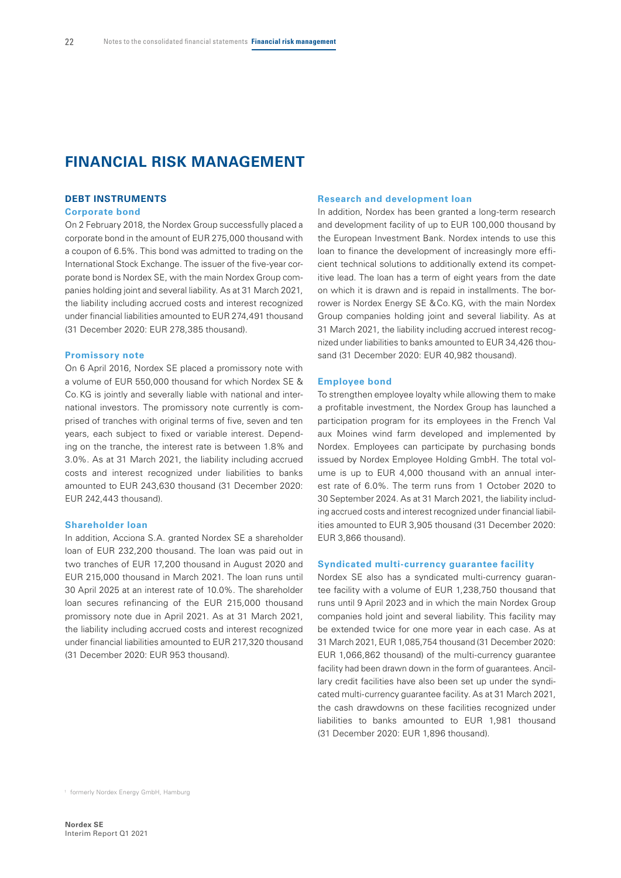# FINANCIAL RISK MANAGEMENT

## DEBT INSTRUMENTS

### Corporate bond

On 2 February 2018, the Nordex Group successfully placed a corporate bond in the amount of EUR 275,000 thousand with a coupon of 6.5%. This bond was admitted to trading on the International Stock Exchange. The issuer of the five-year corporate bond is Nordex SE, with the main Nordex Group companies holding joint and several liability. As at 31 March 2021, the liability including accrued costs and interest recognized under financial liabilities amounted to EUR 274,491 thousand (31 December 2020: EUR 278,385 thousand).

### Promissory note

On 6 April 2016, Nordex SE placed a promissory note with a volume of EUR 550,000 thousand for which Nordex SE & Co.KG is jointly and severally liable with national and international investors. The promissory note currently is comprised of tranches with original terms of five, seven and ten years, each subject to fixed or variable interest. Depending on the tranche, the interest rate is between 1.8% and 3.0%. As at 31 March 2021, the liability including accrued costs and interest recognized under liabilities to banks amounted to EUR 243,630 thousand (31 December 2020: EUR 242,443 thousand).

### Shareholder loan

In addition, Acciona S.A. granted Nordex SE a shareholder loan of EUR 232,200 thousand. The loan was paid out in two tranches of EUR 17,200 thousand in August 2020 and EUR 215,000 thousand in March 2021. The loan runs until 30 April 2025 at an interest rate of 10.0%. The shareholder loan secures refinancing of the EUR 215,000 thousand promissory note due in April 2021. As at 31 March 2021, the liability including accrued costs and interest recognized under financial liabilities amounted to EUR 217,320 thousand (31 December 2020: EUR 953 thousand).

### Research and development loan

In addition, Nordex has been granted a long-term research and development facility of up to EUR 100,000 thousand by the European Investment Bank. Nordex intends to use this loan to finance the development of increasingly more efficient technical solutions to additionally extend its competitive lead. The loan has a term of eight years from the date on which it is drawn and is repaid in installments. The borrower is Nordex Energy SE & Co.KG, with the main Nordex Group companies holding joint and several liability. As at 31 March 2021, the liability including accrued interest recognized under liabilities to banks amounted to EUR 34,426 thousand (31 December 2020: EUR 40,982 thousand).

### Employee bond

To strengthen employee loyalty while allowing them to make a profitable investment, the Nordex Group has launched a participation program for its employees in the French Val aux Moines wind farm developed and implemented by Nordex. Employees can participate by purchasing bonds issued by Nordex Employee Holding GmbH. The total volume is up to EUR 4,000 thousand with an annual interest rate of 6.0%. The term runs from 1 October 2020 to 30 September 2024. As at 31 March 2021, the liability including accrued costs and interest recognized under financial liabilities amounted to EUR 3,905 thousand (31 December 2020: EUR 3,866 thousand).

### Syndicated multi-currency guarantee facility

Nordex SE also has a syndicated multi-currency guarantee facility with a volume of EUR 1,238,750 thousand that runs until 9 April 2023 and in which the main Nordex Group companies hold joint and several liability. This facility may be extended twice for one more year in each case. As at 31 March 2021, EUR 1,085,754 thousand (31 December 2020: EUR 1,066,862 thousand) of the multi-currency guarantee facility had been drawn down in the form of guarantees. Ancillary credit facilities have also been set up under the syndicated multi-currency guarantee facility. As at 31 March 2021, the cash drawdowns on these facilities recognized under liabilities to banks amounted to EUR 1,981 thousand (31 December 2020: EUR 1,896 thousand).

[1] formerly Nordex Energy GmbH, Hamburg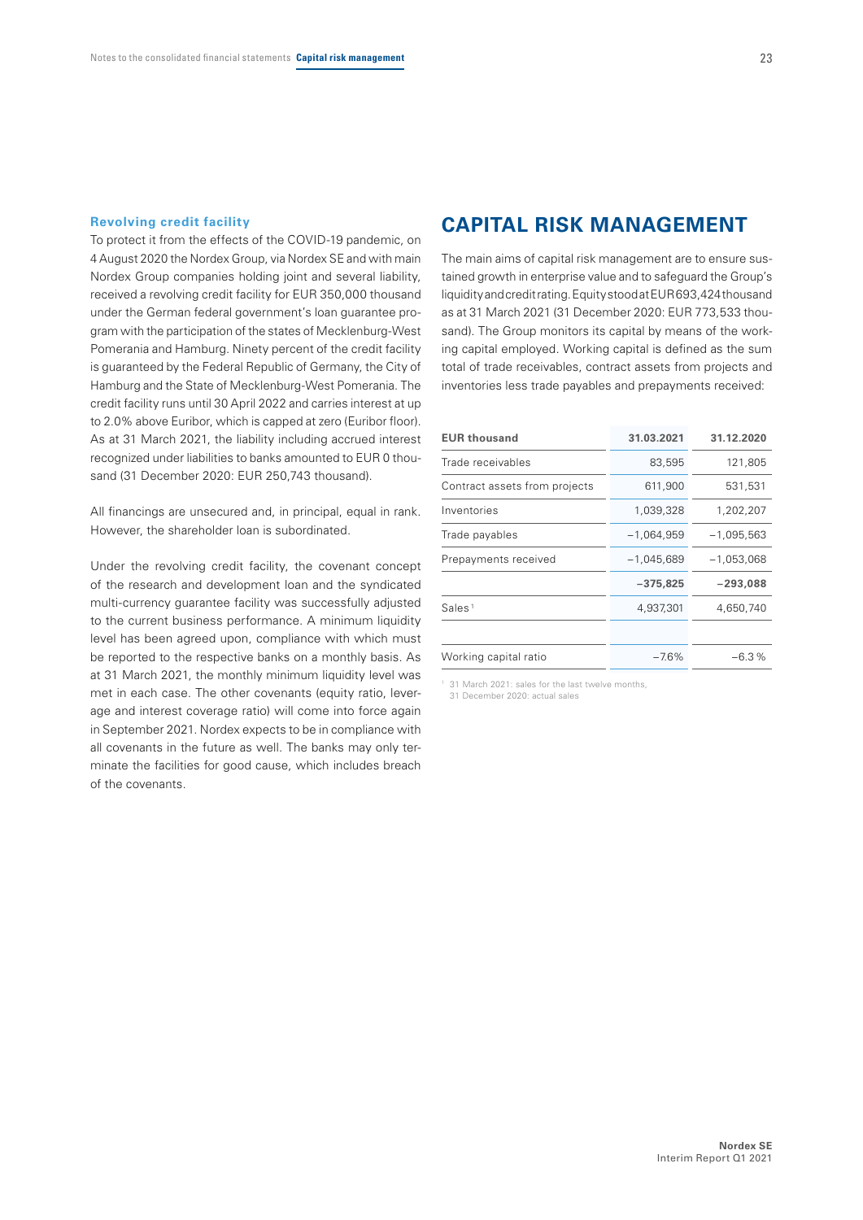### Revolving credit facility

To protect it from the effects of the COVID-19 pandemic, on 4 August 2020 the Nordex Group, via Nordex SE and with main Nordex Group companies holding joint and several liability, received a revolving credit facility for EUR 350,000 thousand under the German federal government's loan guarantee program with the participation of the states of Mecklenburg-West Pomerania and Hamburg. Ninety percent of the credit facility is guaranteed by the Federal Republic of Germany, the City of Hamburg and the State of Mecklenburg-West Pomerania. The credit facility runs until 30 April 2022 and carries interest at up to 2.0% above Euribor, which is capped at zero (Euribor floor). As at 31 March 2021, the liability including accrued interest recognized under liabilities to banks amounted to EUR 0 thousand (31 December 2020: EUR 250,743 thousand).

All financings are unsecured and, in principal, equal in rank. However, the shareholder loan is subordinated.

Under the revolving credit facility, the covenant concept of the research and development loan and the syndicated multi-currency guarantee facility was successfully adjusted to the current business performance. A minimum liquidity level has been agreed upon, compliance with which must be reported to the respective banks on a monthly basis. As at 31 March 2021, the monthly minimum liquidity level was met in each case. The other covenants (equity ratio, leverage and interest coverage ratio) will come into force again in September 2021. Nordex expects to be in compliance with all covenants in the future as well. The banks may only terminate the facilities for good cause, which includes breach of the covenants.

## CAPITAL RISK MANAGEMENT

The main aims of capital risk management are to ensure sustained growth in enterprise value and to safeguard the Group's liquidity and credit rating. Equity stood at EUR 693,424 thousand as at 31 March 2021 (31 December 2020: EUR 773,533 thousand). The Group monitors its capital by means of the working capital employed. Working capital is defined as the sum total of trade receivables, contract assets from projects and inventories less trade payables and prepayments received:

| EUR thousand | 31.03.2021 | 31.12.2020 |
|---|---|---|
| Trade receivables | 83,595 | 121,805 |
| Contract assets from projects | 611,900 | 531,531 |
| Inventories | 1,039,328 | 1,202,207 |
| Trade payables | −1,064,959 | −1,095,563 |
| Prepayments received | −1,045,689 | −1,053,068 |
| | **−375,825** | **−293,088** |
| Sales [1] | 4,937,301 | 4,650,740 |
| | | |
| Working capital ratio | −7.6% | −6.3 % |

[1] 31 March 2021: sales for the last twelve months, 31 December 2020: actual sales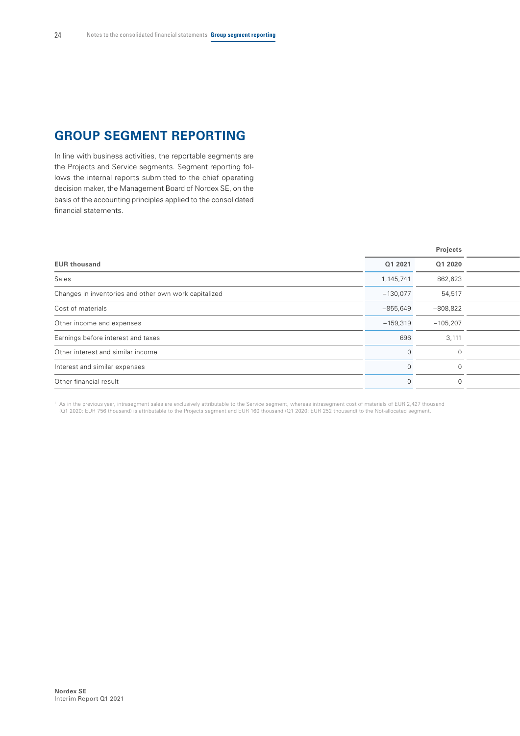## GROUP SEGMENT REPORTING

In line with business activities, the reportable segments are the Projects and Service segments. Segment reporting follows the internal reports submitted to the chief operating decision maker, the Management Board of Nordex SE, on the basis of the accounting principles applied to the consolidated financial statements.

| | Projects | |
|---|---|---|
| EUR thousand | Q1 2021 | Q1 2020 |
| Sales | 1,145,741 | 862,623 |
| Changes in inventories and other own work capitalized | −130,077 | 54,517 |
| Cost of materials | −855,649 | −808,822 |
| Other income and expenses | −159,319 | −105,207 |
| Earnings before interest and taxes | 696 | 3,111 |
| Other interest and similar income | 0 | 0 |
| Interest and similar expenses | 0 | 0 |
| Other financial result | 0 | 0 |

[1] As in the previous year, intrasegment sales are exclusively attributable to the Service segment, whereas intrasegment cost of materials of EUR 2,427 thousand (Q1 2020: EUR 756 thousand) is attributable to the Projects segment and EUR 160 thousand (Q1 2020: EUR 252 thousand) to the Not-allocated segment.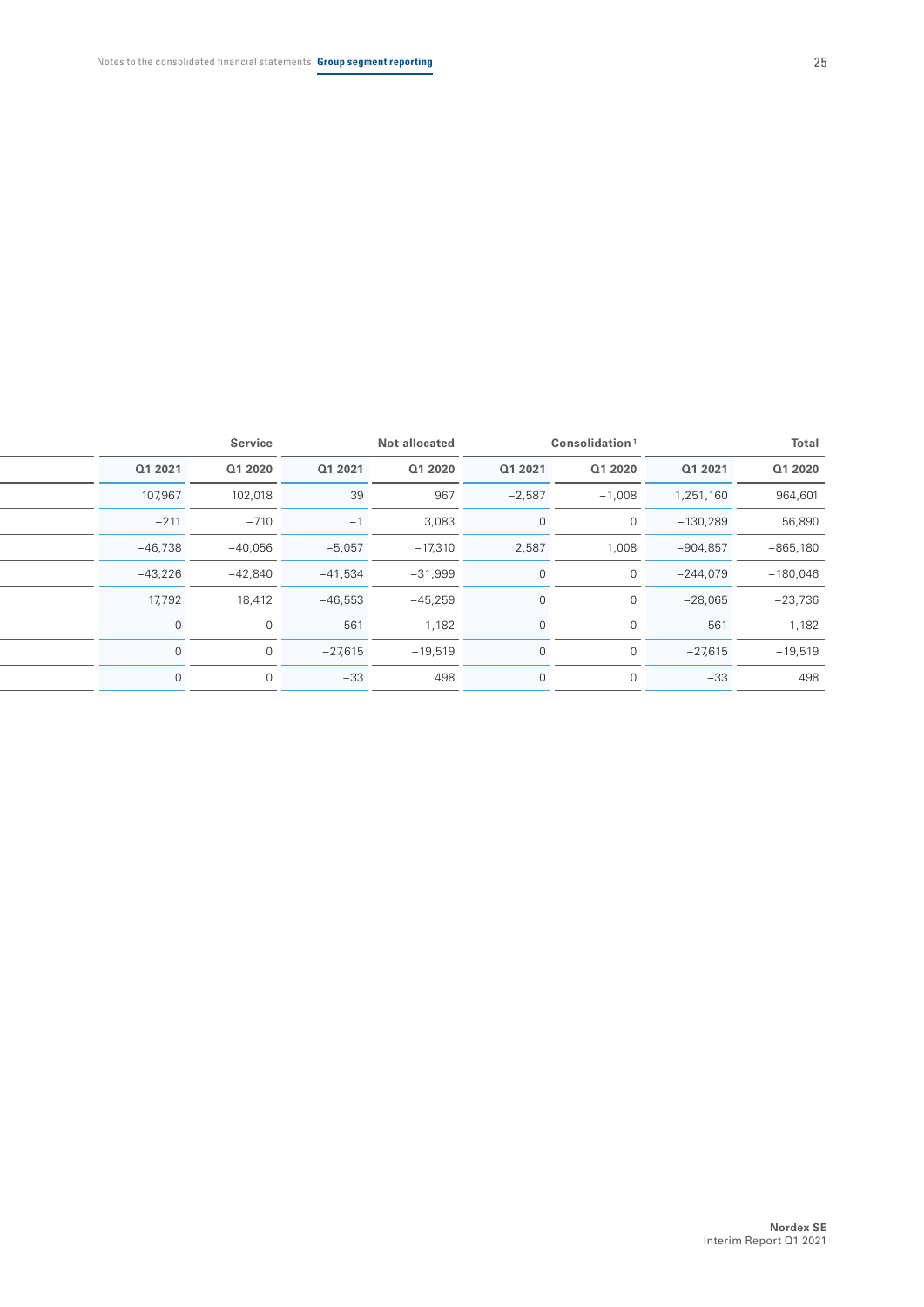| Service | | Not allocated | | Consolidation[1] | | Total | |
|---|---|---|---|---|---|---|---|
| Q1 2021 | Q1 2020 | Q1 2021 | Q1 2020 | Q1 2021 | Q1 2020 | Q1 2021 | Q1 2020 |
| 107,967 | 102,018 | 39 | 967 | −2,587 | −1,008 | 1,251,160 | 964,601 |
| −211 | −710 | −1 | 3,083 | 0 | 0 | −130,289 | 56,890 |
| −46,738 | −40,056 | −5,057 | −17,310 | 2,587 | 1,008 | −904,857 | −865,180 |
| −43,226 | −42,840 | −41,534 | −31,999 | 0 | 0 | −244,079 | −180,046 |
| 17,792 | 18,412 | −46,553 | −45,259 | 0 | 0 | −28,065 | −23,736 |
| 0 | 0 | 561 | 1,182 | 0 | 0 | 561 | 1,182 |
| 0 | 0 | −27,615 | −19,519 | 0 | 0 | −27,615 | −19,519 |
| 0 | 0 | −33 | 498 | 0 | 0 | −33 | 498 |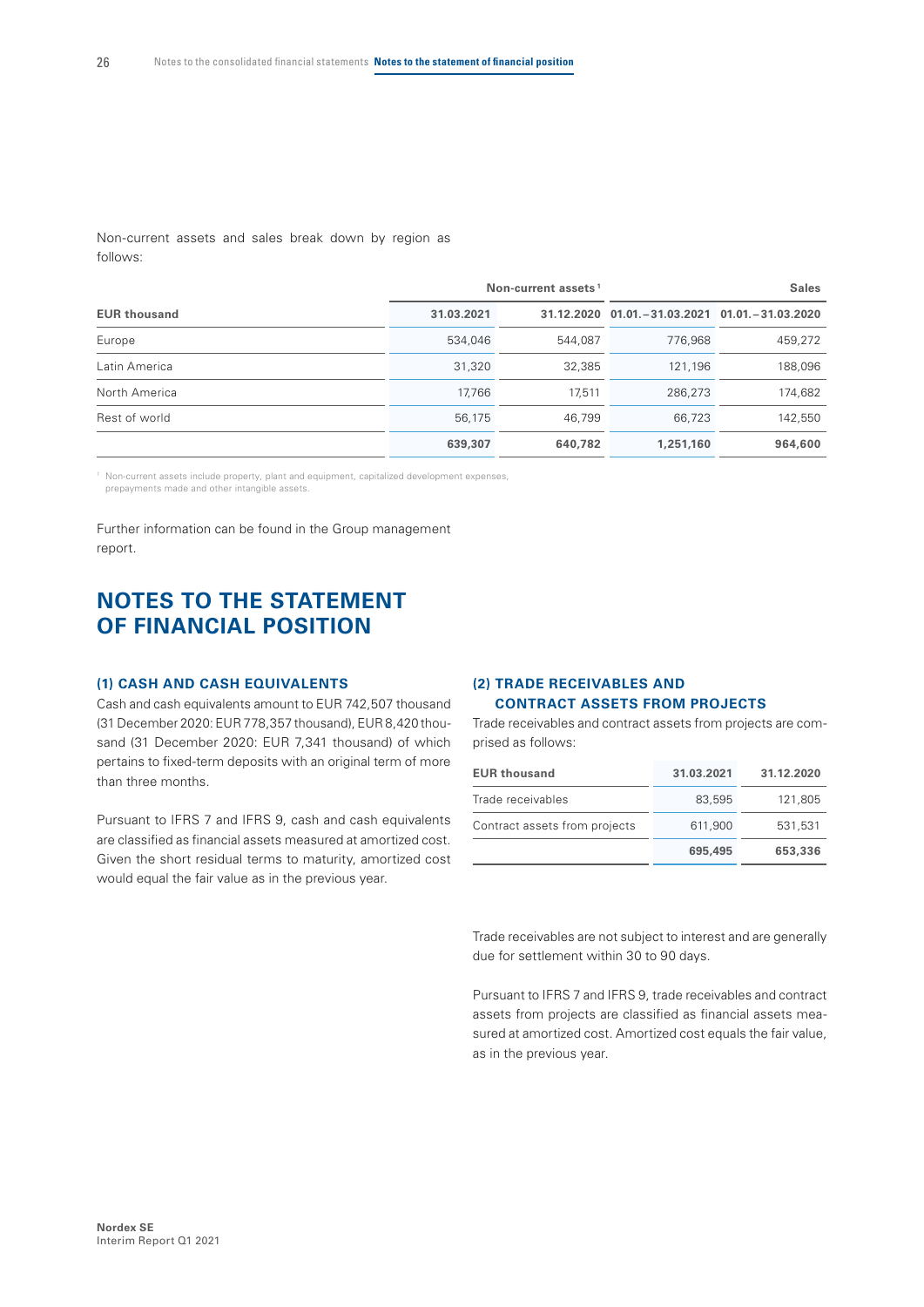Non-current assets and sales break down by region as follows:

| EUR thousand | Non-current assets[1] | | Sales | |
|---|---|---|---|---|
| | 31.03.2021 | 31.12.2020 | 01.01.–31.03.2021 | 01.01.–31.03.2020 |
| Europe | 534,046 | 544,087 | 776,968 | 459,272 |
| Latin America | 31,320 | 32,385 | 121,196 | 188,096 |
| North America | 17,766 | 17,511 | 286,273 | 174,682 |
| Rest of world | 56,175 | 46,799 | 66,723 | 142,550 |
| | **639,307** | **640,782** | **1,251,160** | **964,600** |

[1] Non-current assets include property, plant and equipment, capitalized development expenses, prepayments made and other intangible assets.

Further information can be found in the Group management report.

# NOTES TO THE STATEMENT OF FINANCIAL POSITION

### (1) CASH AND CASH EQUIVALENTS

Cash and cash equivalents amount to EUR 742,507 thousand (31 December 2020: EUR 778,357 thousand), EUR 8,420 thousand (31 December 2020: EUR 7,341 thousand) of which pertains to fixed-term deposits with an original term of more than three months.

Pursuant to IFRS 7 and IFRS 9, cash and cash equivalents are classified as financial assets measured at amortized cost. Given the short residual terms to maturity, amortized cost would equal the fair value as in the previous year.

### (2) TRADE RECEIVABLES AND CONTRACT ASSETS FROM PROJECTS

Trade receivables and contract assets from projects are comprised as follows:

| EUR thousand | 31.03.2021 | 31.12.2020 |
|---|---|---|
| Trade receivables | 83,595 | 121,805 |
| Contract assets from projects | 611,900 | 531,531 |
| | **695,495** | **653,336** |

Trade receivables are not subject to interest and are generally due for settlement within 30 to 90 days.

Pursuant to IFRS 7 and IFRS 9, trade receivables and contract assets from projects are classified as financial assets measured at amortized cost. Amortized cost equals the fair value, as in the previous year.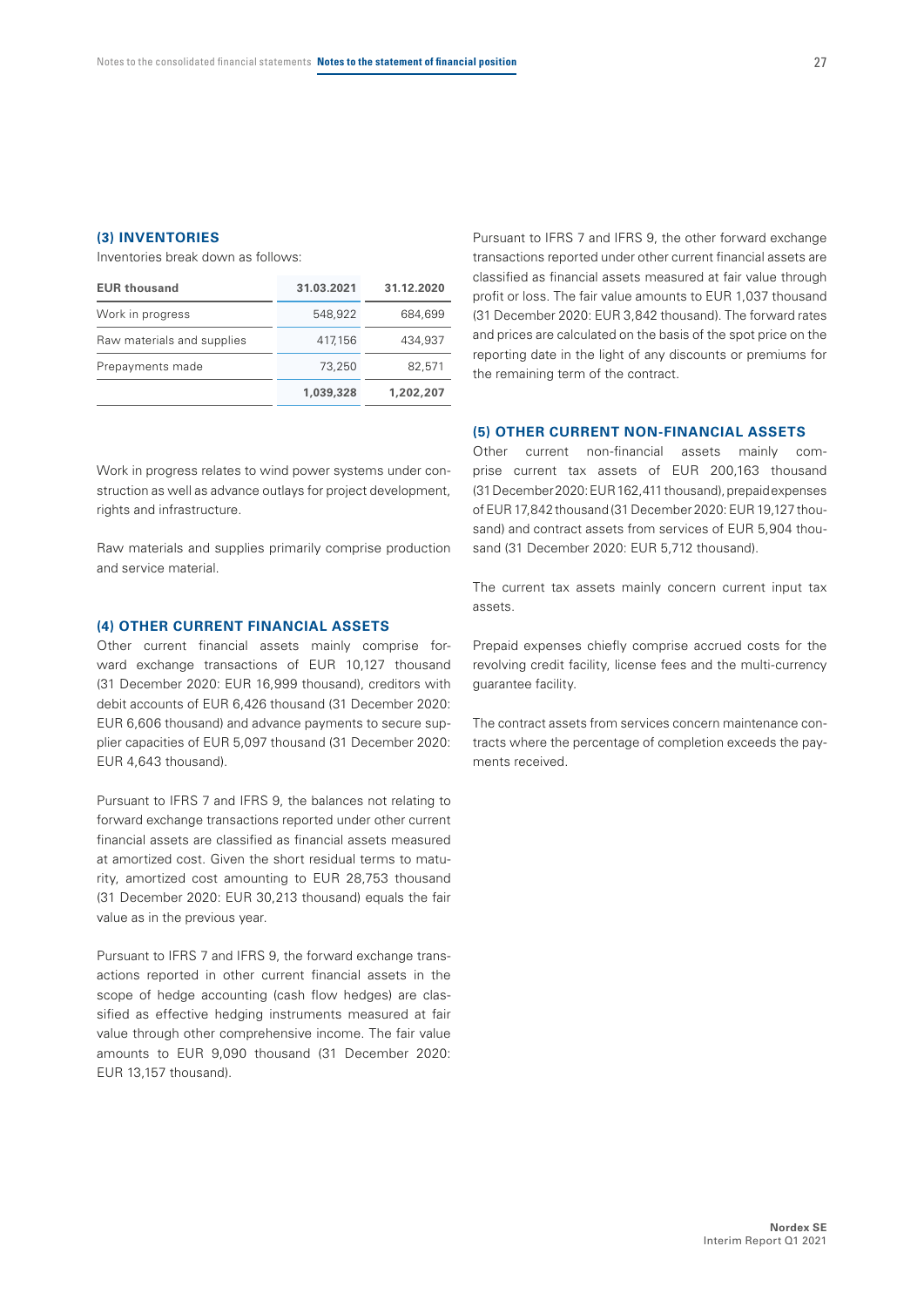### (3) INVENTORIES

Inventories break down as follows:

| EUR thousand | 31.03.2021 | 31.12.2020 |
|---|---|---|
| Work in progress | 548,922 | 684,699 |
| Raw materials and supplies | 417,156 | 434,937 |
| Prepayments made | 73,250 | 82,571 |
| | **1,039,328** | **1,202,207** |

Work in progress relates to wind power systems under construction as well as advance outlays for project development, rights and infrastructure.

Raw materials and supplies primarily comprise production and service material.

### (4) OTHER CURRENT FINANCIAL ASSETS

Other current financial assets mainly comprise forward exchange transactions of EUR 10,127 thousand (31 December 2020: EUR 16,999 thousand), creditors with debit accounts of EUR 6,426 thousand (31 December 2020: EUR 6,606 thousand) and advance payments to secure supplier capacities of EUR 5,097 thousand (31 December 2020: EUR 4,643 thousand).

Pursuant to IFRS 7 and IFRS 9, the balances not relating to forward exchange transactions reported under other current financial assets are classified as financial assets measured at amortized cost. Given the short residual terms to maturity, amortized cost amounting to EUR 28,753 thousand (31 December 2020: EUR 30,213 thousand) equals the fair value as in the previous year.

Pursuant to IFRS 7 and IFRS 9, the forward exchange transactions reported in other current financial assets in the scope of hedge accounting (cash flow hedges) are classified as effective hedging instruments measured at fair value through other comprehensive income. The fair value amounts to EUR 9,090 thousand (31 December 2020: EUR 13,157 thousand).

Pursuant to IFRS 7 and IFRS 9, the other forward exchange transactions reported under other current financial assets are classified as financial assets measured at fair value through profit or loss. The fair value amounts to EUR 1,037 thousand (31 December 2020: EUR 3,842 thousand). The forward rates and prices are calculated on the basis of the spot price on the reporting date in the light of any discounts or premiums for the remaining term of the contract.

### (5) OTHER CURRENT NON-FINANCIAL ASSETS

Other current non-financial assets mainly comprise current tax assets of EUR 200,163 thousand (31 December 2020: EUR 162,411 thousand), prepaid expenses of EUR 17,842 thousand (31 December 2020: EUR 19,127 thousand) and contract assets from services of EUR 5,904 thousand (31 December 2020: EUR 5,712 thousand).

The current tax assets mainly concern current input tax assets.

Prepaid expenses chiefly comprise accrued costs for the revolving credit facility, license fees and the multi-currency guarantee facility.

The contract assets from services concern maintenance contracts where the percentage of completion exceeds the payments received.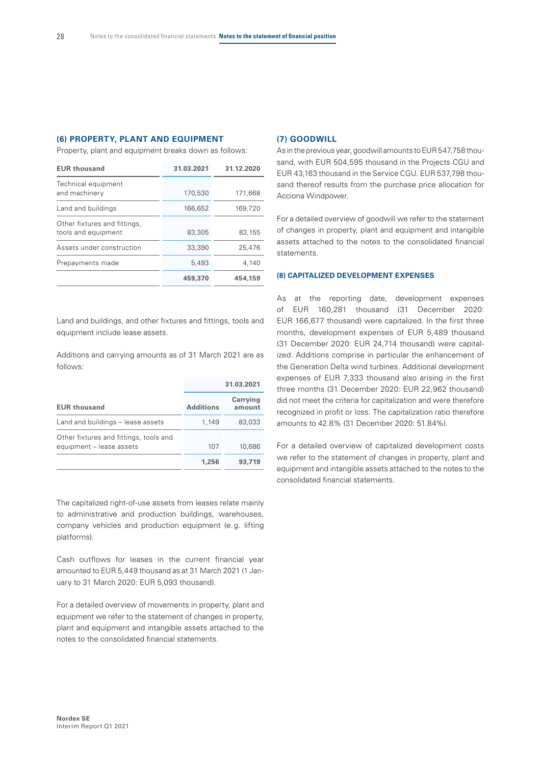### (6) PROPERTY, PLANT AND EQUIPMENT

Property, plant and equipment breaks down as follows:

| EUR thousand | 31.03.2021 | 31.12.2020 |
|---|---|---|
| Technical equipment and machinery | 170,530 | 171,668 |
| Land and buildings | 166,652 | 169,720 |
| Other fixtures and fittings, tools and equipment | 83,305 | 83,155 |
| Assets under construction | 33,390 | 25,476 |
| Prepayments made | 5,493 | 4,140 |
| | **459,370** | **454,159** |

Land and buildings, and other fixtures and fittings, tools and equipment include lease assets.

Additions and carrying amounts as of 31 March 2021 are as follows:

| | 31.03.2021 | |
|---|---|---|
| EUR thousand | Additions | Carrying amount |
| Land and buildings – lease assets | 1,149 | 83,033 |
| Other fixtures and fittings, tools and equipment – lease assets | 107 | 10,686 |
| | **1,256** | **93,719** |

The capitalized right-of-use assets from leases relate mainly to administrative and production buildings, warehouses, company vehicles and production equipment (e.g. lifting platforms).

Cash outflows for leases in the current financial year amounted to EUR 5,449 thousand as at 31 March 2021 (1 January to 31 March 2020: EUR 5,093 thousand).

For a detailed overview of movements in property, plant and equipment we refer to the statement of changes in property, plant and equipment and intangible assets attached to the notes to the consolidated financial statements.

### (7) GOODWILL

As in the previous year, goodwill amounts to EUR 547,758 thousand, with EUR 504,595 thousand in the Projects CGU and EUR 43,163 thousand in the Service CGU. EUR 537,798 thousand thereof results from the purchase price allocation for Acciona Windpower.

For a detailed overview of goodwill we refer to the statement of changes in property, plant and intangible assets attached to the notes to the consolidated financial statements.

### (8) CAPITALIZED DEVELOPMENT EXPENSES

As at the reporting date, development expenses of EUR 160,281 thousand (31 December 2020: EUR 166,677 thousand) were capitalized. In the first three months, development expenses of EUR 5,489 thousand (31 December 2020: EUR 24,714 thousand) were capitalized. Additions comprise in particular the enhancement of the Generation Delta wind turbines. Additional development expenses of EUR 7,333 thousand also arising in the first three months (31 December 2020: EUR 22,962 thousand) did not meet the criteria for capitalization and were therefore recognized in profit or loss. The capitalization ratio therefore amounts to 42.8% (31 December 2020: 51.84%).

For a detailed overview of capitalized development costs we refer to the statement of changes in property, plant and equipment and intangible assets attached to the notes to the consolidated financial statements.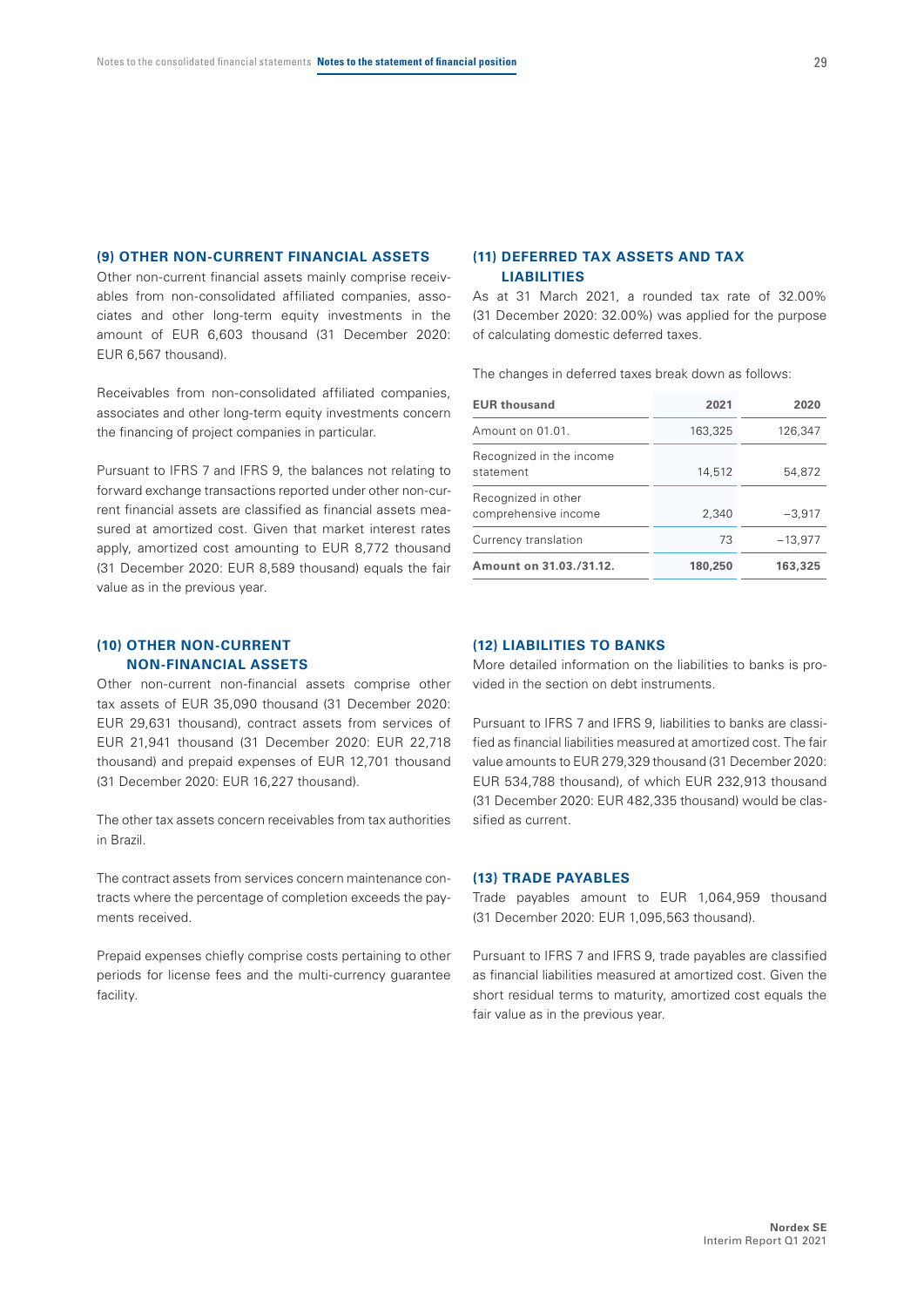### (9) OTHER NON-CURRENT FINANCIAL ASSETS

Other non-current financial assets mainly comprise receivables from non-consolidated affiliated companies, associates and other long-term equity investments in the amount of EUR 6,603 thousand (31 December 2020: EUR 6,567 thousand).

Receivables from non-consolidated affiliated companies, associates and other long-term equity investments concern the financing of project companies in particular.

Pursuant to IFRS 7 and IFRS 9, the balances not relating to forward exchange transactions reported under other non-current financial assets are classified as financial assets measured at amortized cost. Given that market interest rates apply, amortized cost amounting to EUR 8,772 thousand (31 December 2020: EUR 8,589 thousand) equals the fair value as in the previous year.

### (10) OTHER NON-CURRENT NON-FINANCIAL ASSETS

Other non-current non-financial assets comprise other tax assets of EUR 35,090 thousand (31 December 2020: EUR 29,631 thousand), contract assets from services of EUR 21,941 thousand (31 December 2020: EUR 22,718 thousand) and prepaid expenses of EUR 12,701 thousand (31 December 2020: EUR 16,227 thousand).

The other tax assets concern receivables from tax authorities in Brazil.

The contract assets from services concern maintenance contracts where the percentage of completion exceeds the payments received.

Prepaid expenses chiefly comprise costs pertaining to other periods for license fees and the multi-currency guarantee facility.

### (11) DEFERRED TAX ASSETS AND TAX LIABILITIES

As at 31 March 2021, a rounded tax rate of 32.00% (31 December 2020: 32.00%) was applied for the purpose of calculating domestic deferred taxes.

The changes in deferred taxes break down as follows:

| EUR thousand | 2021 | 2020 |
|---|---|---|
| Amount on 01.01. | 163,325 | 126,347 |
| Recognized in the income statement | 14,512 | 54,872 |
| Recognized in other comprehensive income | 2,340 | −3,917 |
| Currency translation | 73 | −13,977 |
| **Amount on 31.03./31.12.** | **180,250** | **163,325** |

### (12) LIABILITIES TO BANKS

More detailed information on the liabilities to banks is provided in the section on debt instruments.

Pursuant to IFRS 7 and IFRS 9, liabilities to banks are classified as financial liabilities measured at amortized cost. The fair value amounts to EUR 279,329 thousand (31 December 2020: EUR 534,788 thousand), of which EUR 232,913 thousand (31 December 2020: EUR 482,335 thousand) would be classified as current.

### (13) TRADE PAYABLES

Trade payables amount to EUR 1,064,959 thousand (31 December 2020: EUR 1,095,563 thousand).

Pursuant to IFRS 7 and IFRS 9, trade payables are classified as financial liabilities measured at amortized cost. Given the short residual terms to maturity, amortized cost equals the fair value as in the previous year.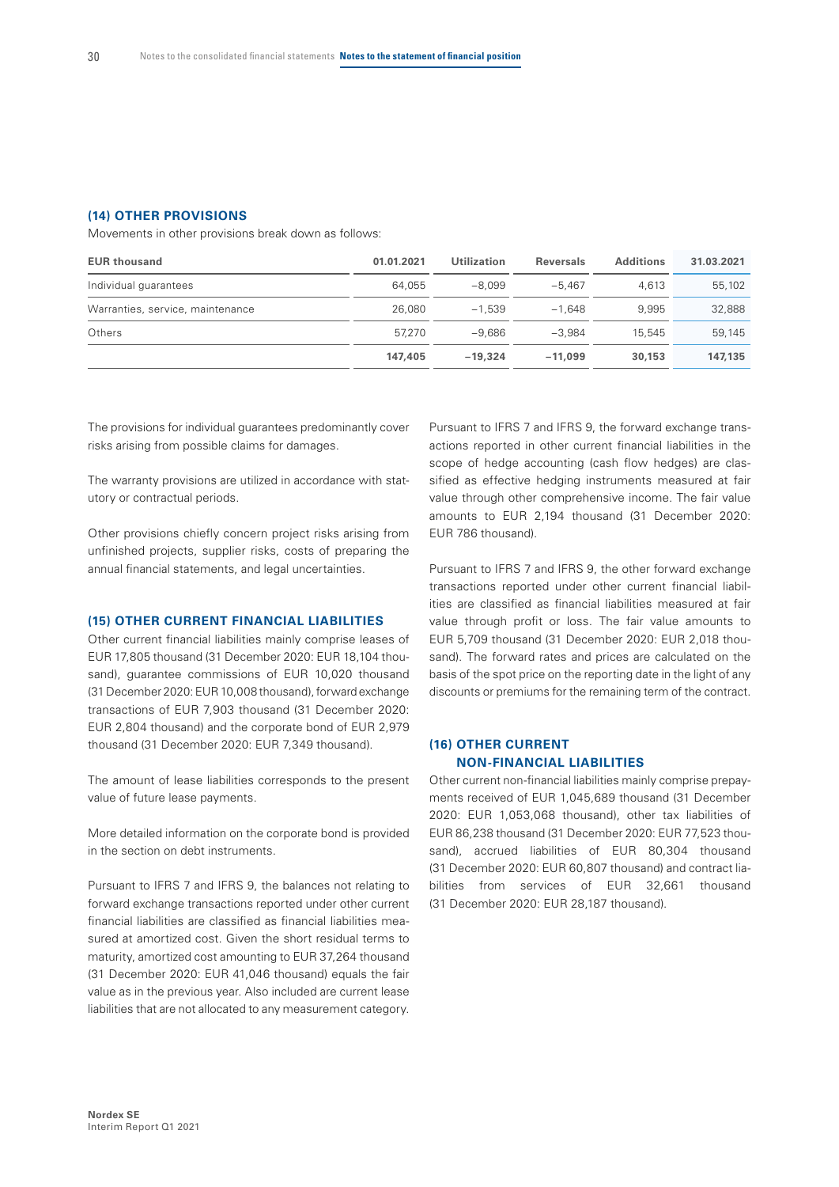## (14) OTHER PROVISIONS

Movements in other provisions break down as follows:

| EUR thousand | 01.01.2021 | Utilization | Reversals | Additions | 31.03.2021 |
|---|---|---|---|---|---|
| Individual guarantees | 64,055 | −8,099 | −5,467 | 4,613 | 55,102 |
| Warranties, service, maintenance | 26,080 | −1,539 | −1,648 | 9,995 | 32,888 |
| Others | 57,270 | −9,686 | −3,984 | 15,545 | 59,145 |
| | **147,405** | **−19,324** | **−11,099** | **30,153** | **147,135** |

The provisions for individual guarantees predominantly cover risks arising from possible claims for damages.

The warranty provisions are utilized in accordance with statutory or contractual periods.

Other provisions chiefly concern project risks arising from unfinished projects, supplier risks, costs of preparing the annual financial statements, and legal uncertainties.

## (15) OTHER CURRENT FINANCIAL LIABILITIES

Other current financial liabilities mainly comprise leases of EUR 17,805 thousand (31 December 2020: EUR 18,104 thousand), guarantee commissions of EUR 10,020 thousand (31 December 2020: EUR 10,008 thousand), forward exchange transactions of EUR 7,903 thousand (31 December 2020: EUR 2,804 thousand) and the corporate bond of EUR 2,979 thousand (31 December 2020: EUR 7,349 thousand).

The amount of lease liabilities corresponds to the present value of future lease payments.

More detailed information on the corporate bond is provided in the section on debt instruments.

Pursuant to IFRS 7 and IFRS 9, the balances not relating to forward exchange transactions reported under other current financial liabilities are classified as financial liabilities measured at amortized cost. Given the short residual terms to maturity, amortized cost amounting to EUR 37,264 thousand (31 December 2020: EUR 41,046 thousand) equals the fair value as in the previous year. Also included are current lease liabilities that are not allocated to any measurement category.

Pursuant to IFRS 7 and IFRS 9, the forward exchange transactions reported in other current financial liabilities in the scope of hedge accounting (cash flow hedges) are classified as effective hedging instruments measured at fair value through other comprehensive income. The fair value amounts to EUR 2,194 thousand (31 December 2020: EUR 786 thousand).

Pursuant to IFRS 7 and IFRS 9, the other forward exchange transactions reported under other current financial liabilities are classified as financial liabilities measured at fair value through profit or loss. The fair value amounts to EUR 5,709 thousand (31 December 2020: EUR 2,018 thousand). The forward rates and prices are calculated on the basis of the spot price on the reporting date in the light of any discounts or premiums for the remaining term of the contract.

## (16) OTHER CURRENT NON-FINANCIAL LIABILITIES

Other current non-financial liabilities mainly comprise prepayments received of EUR 1,045,689 thousand (31 December 2020: EUR 1,053,068 thousand), other tax liabilities of EUR 86,238 thousand (31 December 2020: EUR 77,523 thousand), accrued liabilities of EUR 80,304 thousand (31 December 2020: EUR 60,807 thousand) and contract liabilities from services of EUR 32,661 thousand (31 December 2020: EUR 28,187 thousand).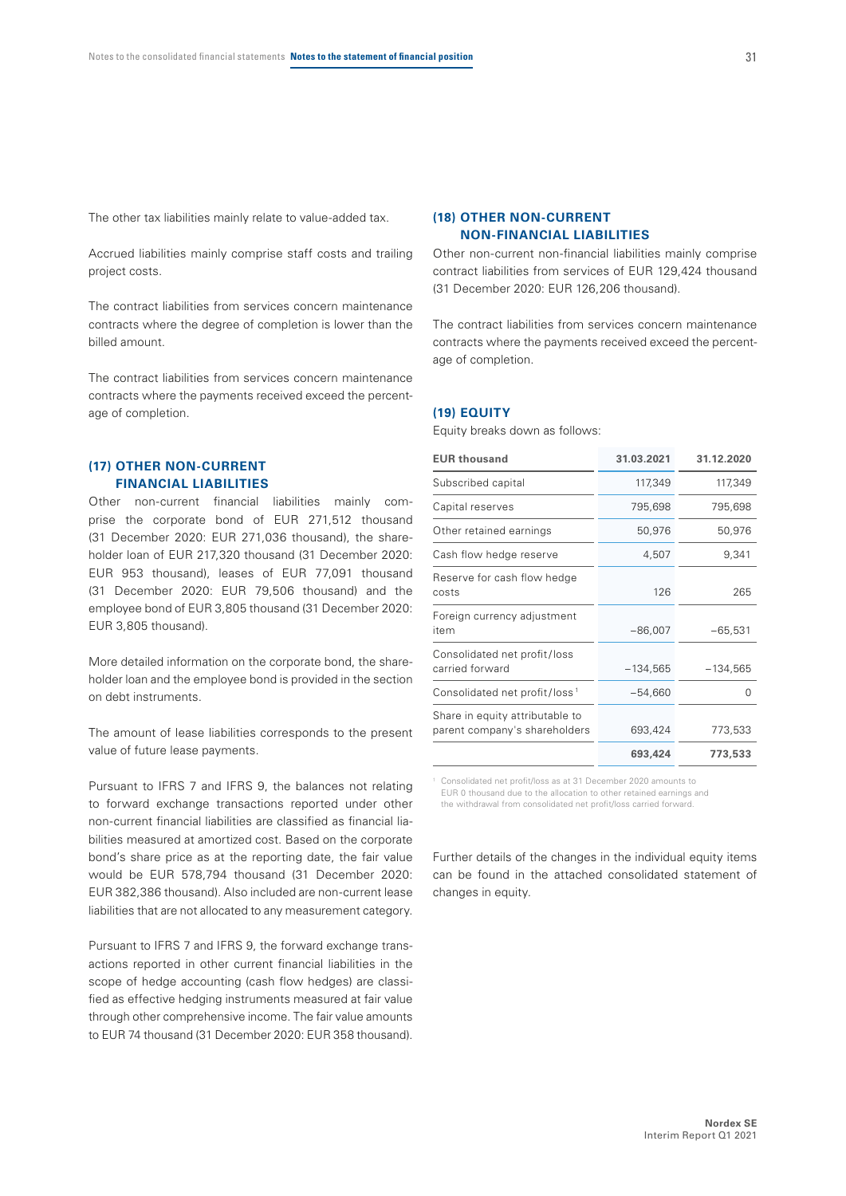The other tax liabilities mainly relate to value-added tax.

Accrued liabilities mainly comprise staff costs and trailing project costs.

The contract liabilities from services concern maintenance contracts where the degree of completion is lower than the billed amount.

The contract liabilities from services concern maintenance contracts where the payments received exceed the percentage of completion.

### (17) OTHER NON-CURRENT FINANCIAL LIABILITIES

Other non-current financial liabilities mainly comprise the corporate bond of EUR 271,512 thousand (31 December 2020: EUR 271,036 thousand), the shareholder loan of EUR 217,320 thousand (31 December 2020: EUR 953 thousand), leases of EUR 77,091 thousand (31 December 2020: EUR 79,506 thousand) and the employee bond of EUR 3,805 thousand (31 December 2020: EUR 3,805 thousand).

More detailed information on the corporate bond, the shareholder loan and the employee bond is provided in the section on debt instruments.

The amount of lease liabilities corresponds to the present value of future lease payments.

Pursuant to IFRS 7 and IFRS 9, the balances not relating to forward exchange transactions reported under other non-current financial liabilities are classified as financial liabilities measured at amortized cost. Based on the corporate bond's share price as at the reporting date, the fair value would be EUR 578,794 thousand (31 December 2020: EUR 382,386 thousand). Also included are non-current lease liabilities that are not allocated to any measurement category.

Pursuant to IFRS 7 and IFRS 9, the forward exchange transactions reported in other current financial liabilities in the scope of hedge accounting (cash flow hedges) are classified as effective hedging instruments measured at fair value through other comprehensive income. The fair value amounts to EUR 74 thousand (31 December 2020: EUR 358 thousand).

### (18) OTHER NON-CURRENT NON-FINANCIAL LIABILITIES

Other non-current non-financial liabilities mainly comprise contract liabilities from services of EUR 129,424 thousand (31 December 2020: EUR 126,206 thousand).

The contract liabilities from services concern maintenance contracts where the payments received exceed the percentage of completion.

### (19) EQUITY

Equity breaks down as follows:

| EUR thousand | 31.03.2021 | 31.12.2020 |
|---|---|---|
| Subscribed capital | 117,349 | 117,349 |
| Capital reserves | 795,698 | 795,698 |
| Other retained earnings | 50,976 | 50,976 |
| Cash flow hedge reserve | 4,507 | 9,341 |
| Reserve for cash flow hedge costs | 126 | 265 |
| Foreign currency adjustment item | −86,007 | −65,531 |
| Consolidated net profit/loss carried forward | −134,565 | −134,565 |
| Consolidated net profit/loss[1] | −54,660 | 0 |
| Share in equity attributable to parent company's shareholders | 693,424 | 773,533 |
| | **693,424** | **773,533** |

[1] Consolidated net profit/loss as at 31 December 2020 amounts to EUR 0 thousand due to the allocation to other retained earnings and the withdrawal from consolidated net profit/loss carried forward.

Further details of the changes in the individual equity items can be found in the attached consolidated statement of changes in equity.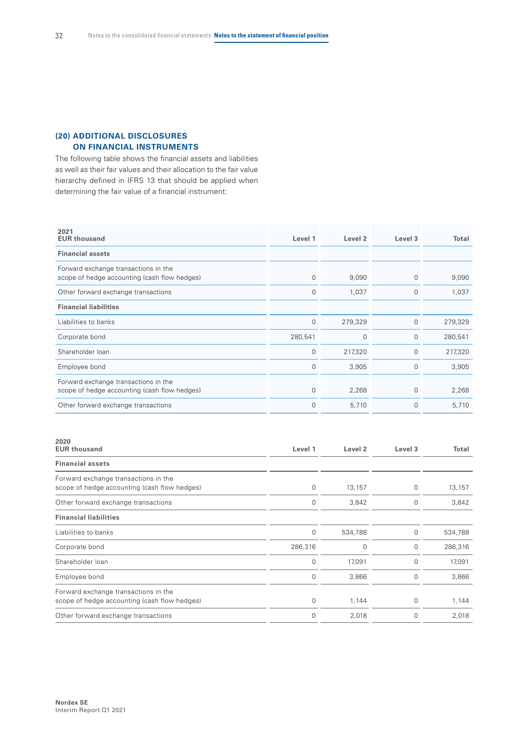## (20) ADDITIONAL DISCLOSURES ON FINANCIAL INSTRUMENTS

The following table shows the financial assets and liabilities as well as their fair values and their allocation to the fair value hierarchy defined in IFRS 13 that should be applied when determining the fair value of a financial instrument:

| 2021<br>EUR thousand | Level 1 | Level 2 | Level 3 | Total |
|---|---|---|---|---|
| **Financial assets** | | | | |
| Forward exchange transactions in the scope of hedge accounting (cash flow hedges) | 0 | 9,090 | 0 | 9,090 |
| Other forward exchange transactions | 0 | 1,037 | 0 | 1,037 |
| **Financial liabilities** | | | | |
| Liabilities to banks | 0 | 279,329 | 0 | 279,329 |
| Corporate bond | 280,541 | 0 | 0 | 280,541 |
| Shareholder loan | 0 | 217,320 | 0 | 217,320 |
| Employee bond | 0 | 3,905 | 0 | 3,905 |
| Forward exchange transactions in the scope of hedge accounting (cash flow hedges) | 0 | 2,268 | 0 | 2,268 |
| Other forward exchange transactions | 0 | 5,710 | 0 | 5,710 |

| 2020<br>EUR thousand | Level 1 | Level 2 | Level 3 | Total |
|---|---|---|---|---|
| **Financial assets** | | | | |
| Forward exchange transactions in the scope of hedge accounting (cash flow hedges) | 0 | 13,157 | 0 | 13,157 |
| Other forward exchange transactions | 0 | 3,842 | 0 | 3,842 |
| **Financial liabilities** | | | | |
| Liabilities to banks | 0 | 534,788 | 0 | 534,788 |
| Corporate bond | 286,316 | 0 | 0 | 286,316 |
| Shareholder loan | 0 | 17,091 | 0 | 17,091 |
| Employee bond | 0 | 3,866 | 0 | 3,866 |
| Forward exchange transactions in the scope of hedge accounting (cash flow hedges) | 0 | 1,144 | 0 | 1,144 |
| Other forward exchange transactions | 0 | 2,018 | 0 | 2,018 |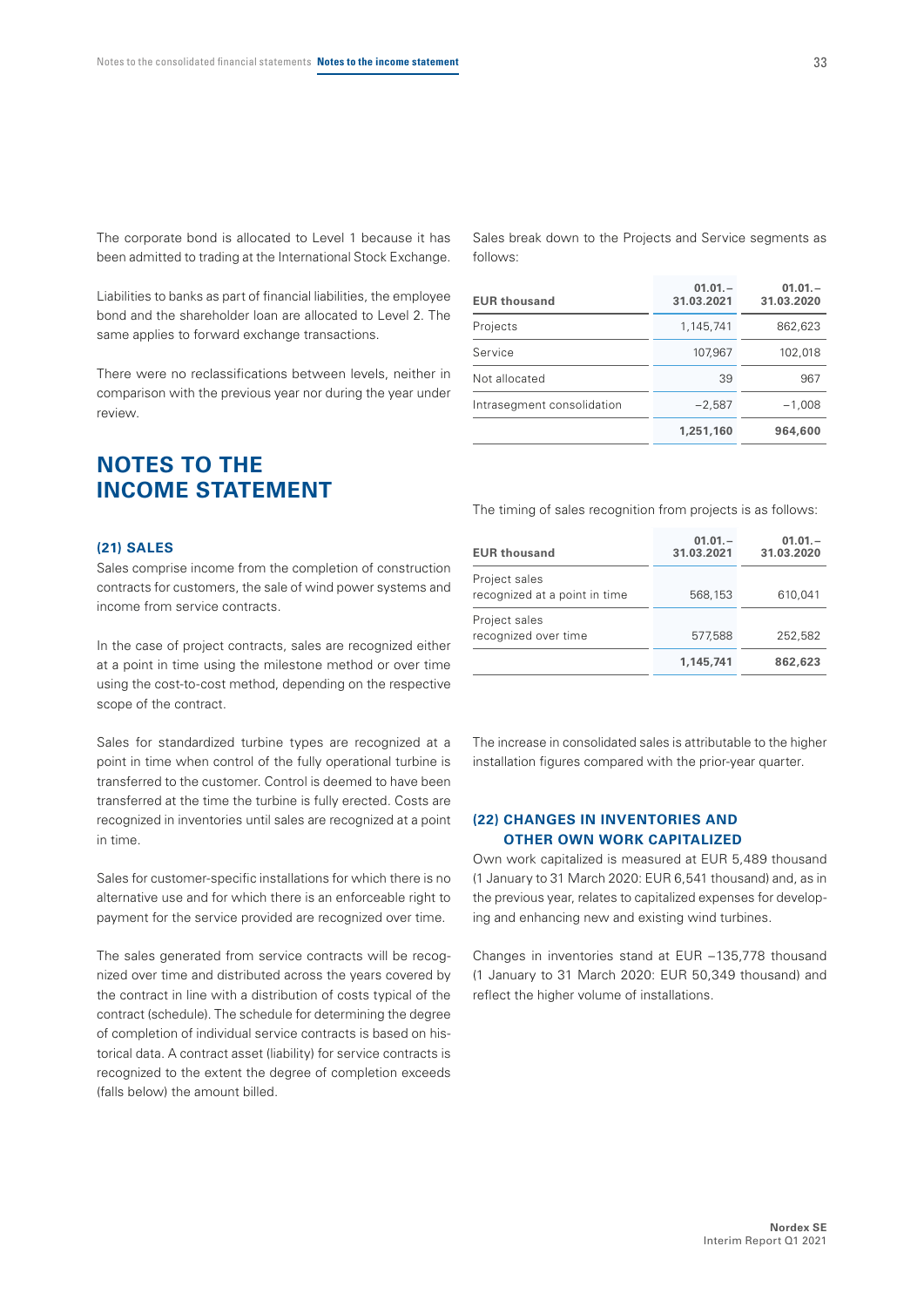The corporate bond is allocated to Level 1 because it has been admitted to trading at the International Stock Exchange.

Liabilities to banks as part of financial liabilities, the employee bond and the shareholder loan are allocated to Level 2. The same applies to forward exchange transactions.

There were no reclassifications between levels, neither in comparison with the previous year nor during the year under review.

# NOTES TO THE INCOME STATEMENT

### (21) SALES

Sales comprise income from the completion of construction contracts for customers, the sale of wind power systems and income from service contracts.

In the case of project contracts, sales are recognized either at a point in time using the milestone method or over time using the cost-to-cost method, depending on the respective scope of the contract.

Sales for standardized turbine types are recognized at a point in time when control of the fully operational turbine is transferred to the customer. Control is deemed to have been transferred at the time the turbine is fully erected. Costs are recognized in inventories until sales are recognized at a point in time.

Sales for customer-specific installations for which there is no alternative use and for which there is an enforceable right to payment for the service provided are recognized over time.

The sales generated from service contracts will be recognized over time and distributed across the years covered by the contract in line with a distribution of costs typical of the contract (schedule). The schedule for determining the degree of completion of individual service contracts is based on historical data. A contract asset (liability) for service contracts is recognized to the extent the degree of completion exceeds (falls below) the amount billed.

Sales break down to the Projects and Service segments as follows:

| EUR thousand | 01.01.–31.03.2021 | 01.01.–31.03.2020 |
|---|---|---|
| Projects | 1,145,741 | 862,623 |
| Service | 107,967 | 102,018 |
| Not allocated | 39 | 967 |
| Intrasegment consolidation | −2,587 | −1,008 |
| | **1,251,160** | **964,600** |

The timing of sales recognition from projects is as follows:

| EUR thousand | 01.01.–31.03.2021 | 01.01.–31.03.2020 |
|---|---|---|
| Project sales recognized at a point in time | 568,153 | 610,041 |
| Project sales recognized over time | 577,588 | 252,582 |
| | **1,145,741** | **862,623** |

The increase in consolidated sales is attributable to the higher installation figures compared with the prior-year quarter.

### (22) CHANGES IN INVENTORIES AND OTHER OWN WORK CAPITALIZED

Own work capitalized is measured at EUR 5,489 thousand (1 January to 31 March 2020: EUR 6,541 thousand) and, as in the previous year, relates to capitalized expenses for developing and enhancing new and existing wind turbines.

Changes in inventories stand at EUR −135,778 thousand (1 January to 31 March 2020: EUR 50,349 thousand) and reflect the higher volume of installations.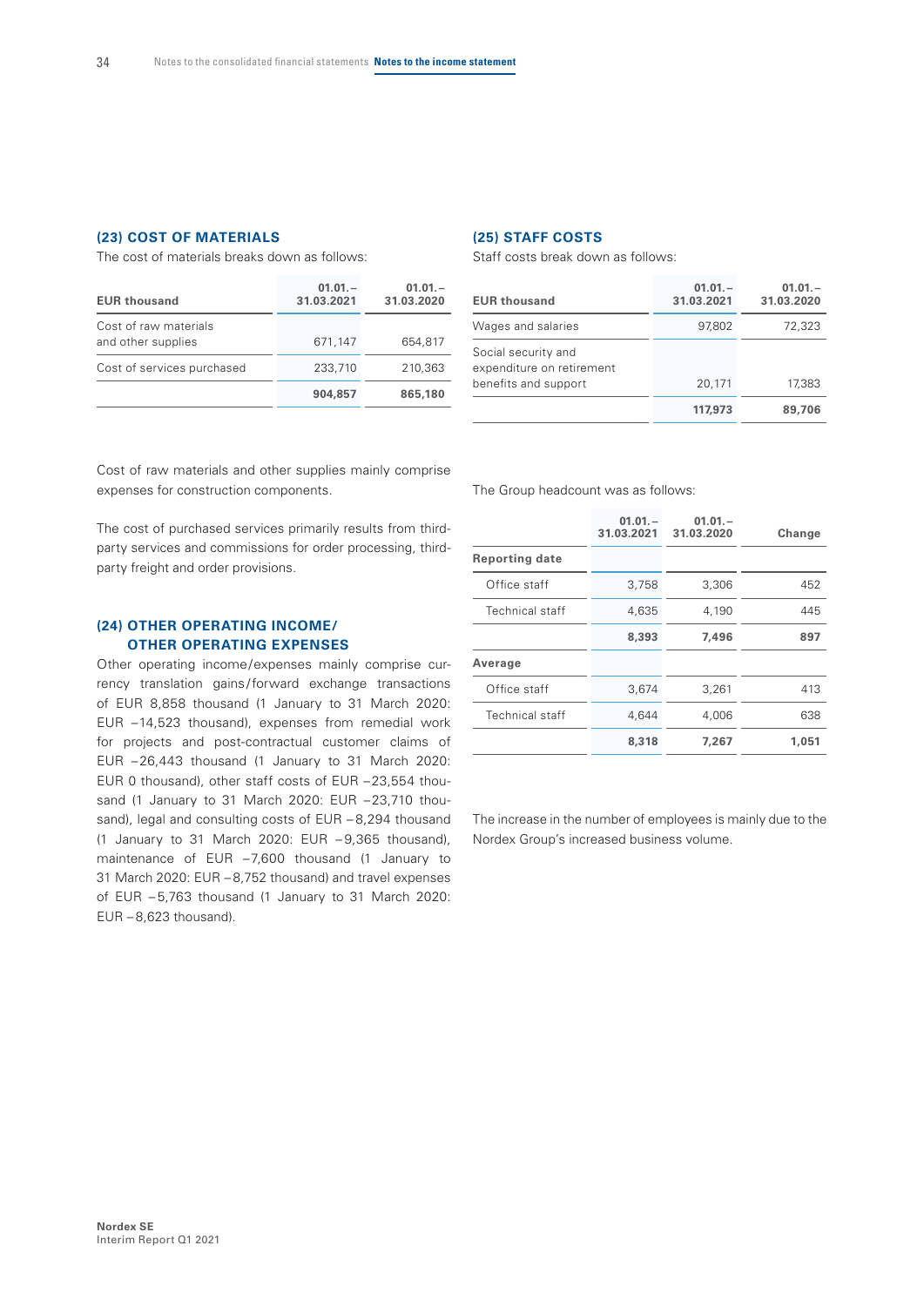### (23) COST OF MATERIALS

The cost of materials breaks down as follows:

| EUR thousand | 01.01.– 31.03.2021 | 01.01.– 31.03.2020 |
|---|---|---|
| Cost of raw materials and other supplies | 671,147 | 654,817 |
| Cost of services purchased | 233,710 | 210,363 |
| | **904,857** | **865,180** |

Cost of raw materials and other supplies mainly comprise expenses for construction components.

The cost of purchased services primarily results from third-party services and commissions for order processing, third-party freight and order provisions.

### (24) OTHER OPERATING INCOME/ OTHER OPERATING EXPENSES

Other operating income/expenses mainly comprise currency translation gains/forward exchange transactions of EUR 8,858 thousand (1 January to 31 March 2020: EUR −14,523 thousand), expenses from remedial work for projects and post-contractual customer claims of EUR −26,443 thousand (1 January to 31 March 2020: EUR 0 thousand), other staff costs of EUR −23,554 thousand (1 January to 31 March 2020: EUR −23,710 thousand), legal and consulting costs of EUR −8,294 thousand (1 January to 31 March 2020: EUR −9,365 thousand), maintenance of EUR −7,600 thousand (1 January to 31 March 2020: EUR −8,752 thousand) and travel expenses of EUR −5,763 thousand (1 January to 31 March 2020: EUR −8,623 thousand).

### (25) STAFF COSTS

Staff costs break down as follows:

| EUR thousand | 01.01.– 31.03.2021 | 01.01.– 31.03.2020 |
|---|---|---|
| Wages and salaries | 97,802 | 72,323 |
| Social security and expenditure on retirement benefits and support | 20,171 | 17,383 |
| | **117,973** | **89,706** |

The Group headcount was as follows:

| | 01.01.– 31.03.2021 | 01.01.– 31.03.2020 | Change |
|---|---|---|---|
| **Reporting date** | | | |
| Office staff | 3,758 | 3,306 | 452 |
| Technical staff | 4,635 | 4,190 | 445 |
| | **8,393** | **7,496** | **897** |
| **Average** | | | |
| Office staff | 3,674 | 3,261 | 413 |
| Technical staff | 4,644 | 4,006 | 638 |
| | **8,318** | **7,267** | **1,051** |

The increase in the number of employees is mainly due to the Nordex Group's increased business volume.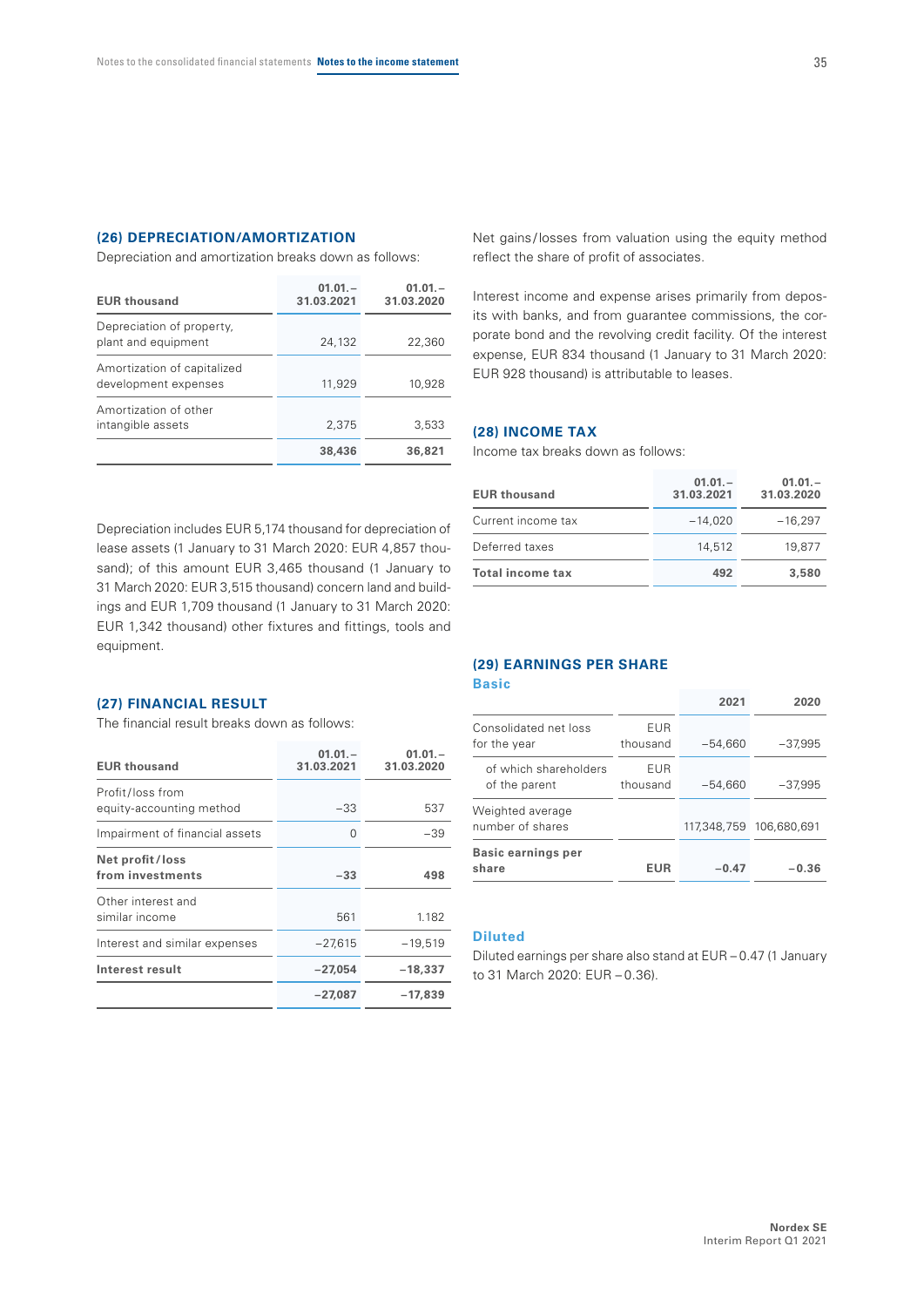## (26) DEPRECIATION/AMORTIZATION

Depreciation and amortization breaks down as follows:

| EUR thousand | 01.01.–31.03.2021 | 01.01.–31.03.2020 |
|---|---|---|
| Depreciation of property, plant and equipment | 24,132 | 22,360 |
| Amortization of capitalized development expenses | 11,929 | 10,928 |
| Amortization of other intangible assets | 2,375 | 3,533 |
| | **38,436** | **36,821** |

Depreciation includes EUR 5,174 thousand for depreciation of lease assets (1 January to 31 March 2020: EUR 4,857 thousand); of this amount EUR 3,465 thousand (1 January to 31 March 2020: EUR 3,515 thousand) concern land and buildings and EUR 1,709 thousand (1 January to 31 March 2020: EUR 1,342 thousand) other fixtures and fittings, tools and equipment.

## (27) FINANCIAL RESULT

The financial result breaks down as follows:

| EUR thousand | 01.01.–31.03.2021 | 01.01.–31.03.2020 |
|---|---|---|
| Profit/loss from equity-accounting method | −33 | 537 |
| Impairment of financial assets | 0 | −39 |
| **Net profit/loss from investments** | **−33** | **498** |
| Other interest and similar income | 561 | 1.182 |
| Interest and similar expenses | −27,615 | −19,519 |
| **Interest result** | **−27,054** | **−18,337** |
| | **−27,087** | **−17,839** |

Net gains/losses from valuation using the equity method reflect the share of profit of associates.

Interest income and expense arises primarily from deposits with banks, and from guarantee commissions, the corporate bond and the revolving credit facility. Of the interest expense, EUR 834 thousand (1 January to 31 March 2020: EUR 928 thousand) is attributable to leases.

## (28) INCOME TAX

Income tax breaks down as follows:

| EUR thousand | 01.01.–31.03.2021 | 01.01.–31.03.2020 |
|---|---|---|
| Current income tax | −14,020 | −16,297 |
| Deferred taxes | 14,512 | 19,877 |
| **Total income tax** | **492** | **3,580** |

## (29) EARNINGS PER SHARE

### Basic

| | | 2021 | 2020 |
|---|---|---|---|
| Consolidated net loss for the year | EUR thousand | −54,660 | −37,995 |
| of which shareholders of the parent | EUR thousand | −54,660 | −37,995 |
| Weighted average number of shares | | 117,348,759 | 106,680,691 |
| **Basic earnings per share** | **EUR** | **−0.47** | **−0.36** |

### Diluted

Diluted earnings per share also stand at EUR −0.47 (1 January to 31 March 2020: EUR −0.36).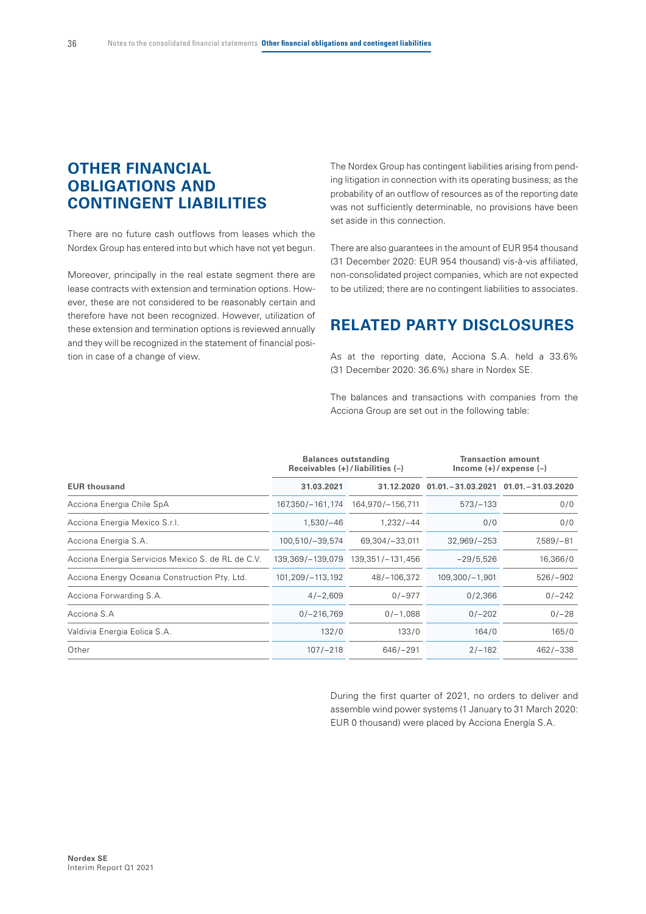## OTHER FINANCIAL OBLIGATIONS AND CONTINGENT LIABILITIES

There are no future cash outflows from leases which the Nordex Group has entered into but which have not yet begun.

Moreover, principally in the real estate segment there are lease contracts with extension and termination options. However, these are not considered to be reasonably certain and therefore have not been recognized. However, utilization of these extension and termination options is reviewed annually and they will be recognized in the statement of financial position in case of a change of view.

The Nordex Group has contingent liabilities arising from pending litigation in connection with its operating business; as the probability of an outflow of resources as of the reporting date was not sufficiently determinable, no provisions have been set aside in this connection.

There are also guarantees in the amount of EUR 954 thousand (31 December 2020: EUR 954 thousand) vis-à-vis affiliated, non-consolidated project companies, which are not expected to be utilized; there are no contingent liabilities to associates.

## RELATED PARTY DISCLOSURES

As at the reporting date, Acciona S.A. held a 33.6% (31 December 2020: 36.6%) share in Nordex SE.

The balances and transactions with companies from the Acciona Group are set out in the following table:

| | Balances outstanding Receivables (+) / liabilities (–) | | Transaction amount Income (+) / expense (–) | |
|---|---|---|---|---|
| **EUR thousand** | **31.03.2021** | **31.12.2020** | **01.01.–31.03.2021** | **01.01.–31.03.2020** |
| Acciona Energia Chile SpA | 167,350/–161,174 | 164,970/–156,711 | 573/–133 | 0/0 |
| Acciona Energia Mexico S.r.l. | 1,530/–46 | 1,232/–44 | 0/0 | 0/0 |
| Acciona Energia S.A. | 100,510/–39,574 | 69,304/–33,011 | 32,969/–253 | 7,589/–81 |
| Acciona Energia Servicios Mexico S. de RL de C.V. | 139,369/–139,079 | 139,351/–131,456 | –29/5,526 | 16,366/0 |
| Acciona Energy Oceania Construction Pty. Ltd. | 101,209/–113,192 | 48/–106,372 | 109,300/–1,901 | 526/–902 |
| Acciona Forwarding S.A. | 4/–2,609 | 0/–977 | 0/2,366 | 0/–242 |
| Acciona S.A | 0/–216,769 | 0/–1,088 | 0/–202 | 0/–28 |
| Valdivia Energia Eolica S.A. | 132/0 | 133/0 | 164/0 | 165/0 |
| Other | 107/–218 | 646/–291 | 2/–182 | 462/–338 |

During the first quarter of 2021, no orders to deliver and assemble wind power systems (1 January to 31 March 2020: EUR 0 thousand) were placed by Acciona Energía S.A.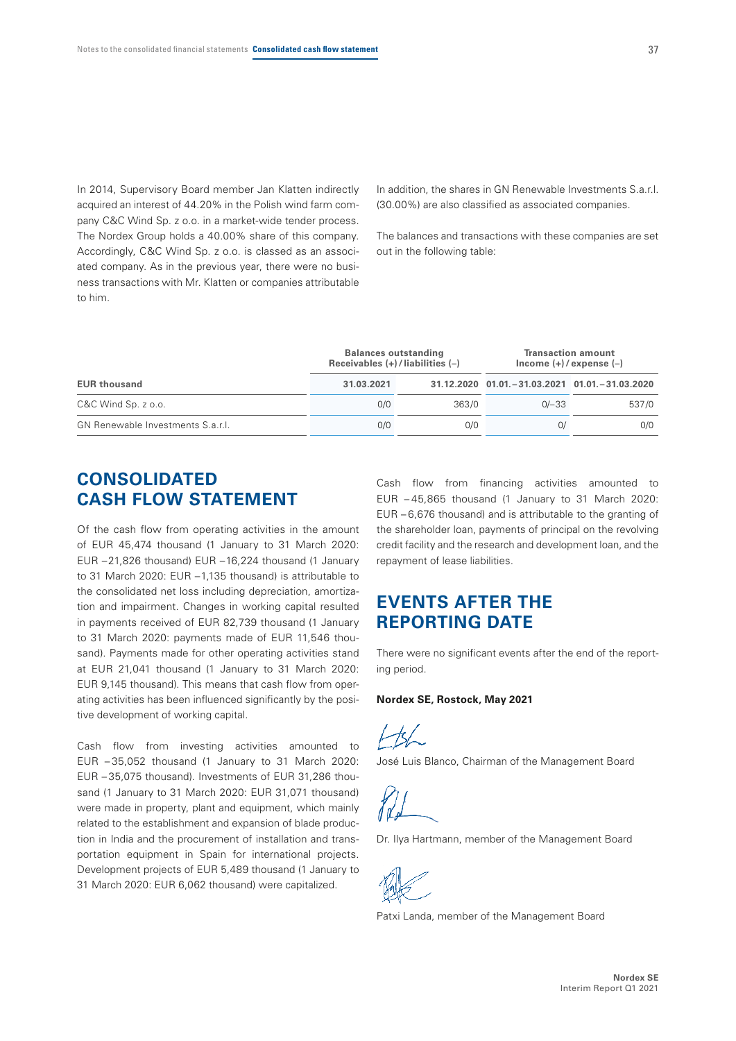In 2014, Supervisory Board member Jan Klatten indirectly acquired an interest of 44.20% in the Polish wind farm company C&C Wind Sp. z o.o. in a market-wide tender process. The Nordex Group holds a 40.00% share of this company. Accordingly, C&C Wind Sp. z o.o. is classed as an associated company. As in the previous year, there were no business transactions with Mr. Klatten or companies attributable to him.

In addition, the shares in GN Renewable Investments S.a.r.l. (30.00%) are also classified as associated companies.

The balances and transactions with these companies are set out in the following table:

| | Balances outstanding Receivables (+) / liabilities (–) | | Transaction amount Income (+) / expense (–) | |
|---|---|---|---|---|
| EUR thousand | 31.03.2021 | 31.12.2020 | 01.01.–31.03.2021 | 01.01.–31.03.2020 |
| C&C Wind Sp. z o.o. | 0/0 | 363/0 | 0/–33 | 537/0 |
| GN Renewable Investments S.a.r.l. | 0/0 | 0/0 | 0/ | 0/0 |

# CONSOLIDATED CASH FLOW STATEMENT

Of the cash flow from operating activities in the amount of EUR 45,474 thousand (1 January to 31 March 2020: EUR –21,826 thousand) EUR –16,224 thousand (1 January to 31 March 2020: EUR –1,135 thousand) is attributable to the consolidated net loss including depreciation, amortization and impairment. Changes in working capital resulted in payments received of EUR 82,739 thousand (1 January to 31 March 2020: payments made of EUR 11,546 thousand). Payments made for other operating activities stand at EUR 21,041 thousand (1 January to 31 March 2020: EUR 9,145 thousand). This means that cash flow from operating activities has been influenced significantly by the positive development of working capital.

Cash flow from investing activities amounted to EUR –35,052 thousand (1 January to 31 March 2020: EUR –35,075 thousand). Investments of EUR 31,286 thousand (1 January to 31 March 2020: EUR 31,071 thousand) were made in property, plant and equipment, which mainly related to the establishment and expansion of blade production in India and the procurement of installation and transportation equipment in Spain for international projects. Development projects of EUR 5,489 thousand (1 January to 31 March 2020: EUR 6,062 thousand) were capitalized.

Cash flow from financing activities amounted to EUR –45,865 thousand (1 January to 31 March 2020: EUR –6,676 thousand) and is attributable to the granting of the shareholder loan, payments of principal on the revolving credit facility and the research and development loan, and the repayment of lease liabilities.

# EVENTS AFTER THE REPORTING DATE

There were no significant events after the end of the reporting period.

**Nordex SE, Rostock, May 2021**

José Luis Blanco, Chairman of the Management Board

Dr. Ilya Hartmann, member of the Management Board

Patxi Landa, member of the Management Board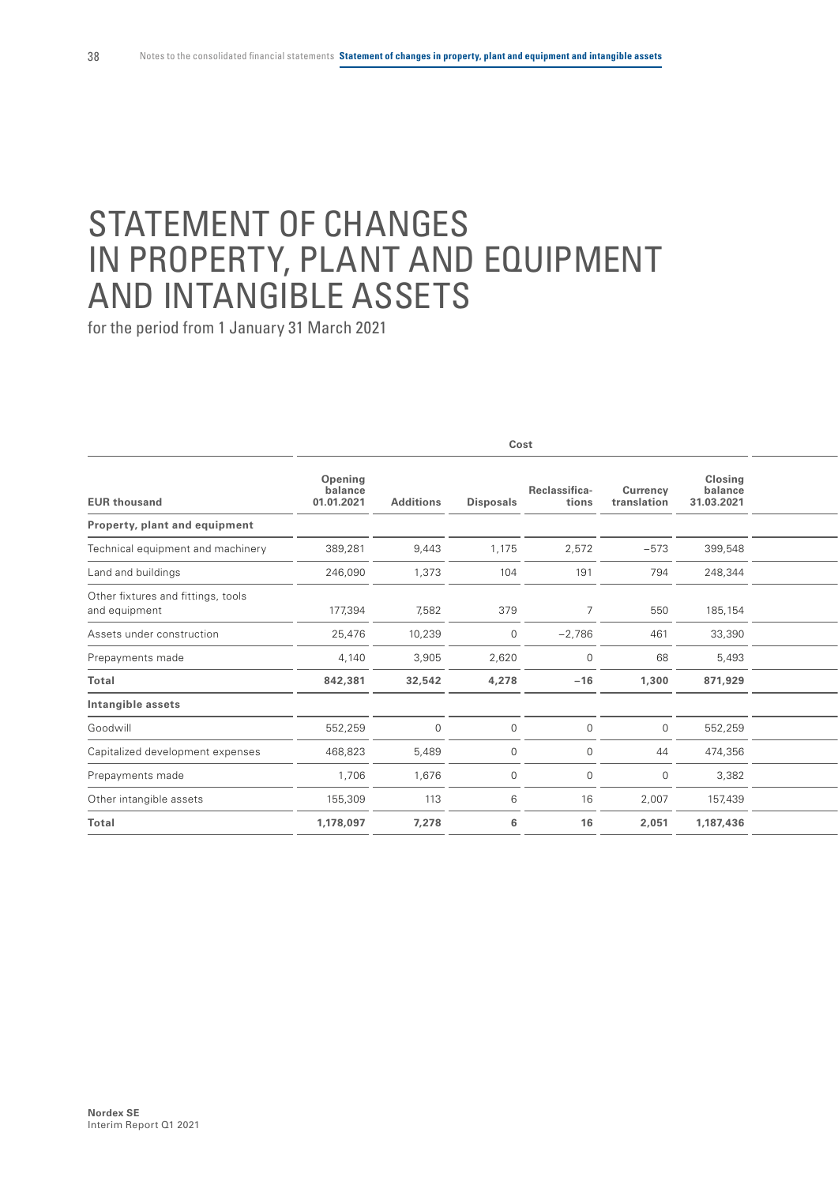# STATEMENT OF CHANGES IN PROPERTY, PLANT AND EQUIPMENT AND INTANGIBLE ASSETS

for the period from 1 January 31 March 2021

| | Cost | | | | | |
|---|---|---|---|---|---|---|
| **EUR thousand** | **Opening balance 01.01.2021** | **Additions** | **Disposals** | **Reclassifica-tions** | **Currency translation** | **Closing balance 31.03.2021** |
| **Property, plant and equipment** | | | | | | |
| Technical equipment and machinery | 389,281 | 9,443 | 1,175 | 2,572 | −573 | 399,548 |
| Land and buildings | 246,090 | 1,373 | 104 | 191 | 794 | 248,344 |
| Other fixtures and fittings, tools and equipment | 177,394 | 7,582 | 379 | 7 | 550 | 185,154 |
| Assets under construction | 25,476 | 10,239 | 0 | −2,786 | 461 | 33,390 |
| Prepayments made | 4,140 | 3,905 | 2,620 | 0 | 68 | 5,493 |
| **Total** | **842,381** | **32,542** | **4,278** | **−16** | **1,300** | **871,929** |
| **Intangible assets** | | | | | | |
| Goodwill | 552,259 | 0 | 0 | 0 | 0 | 552,259 |
| Capitalized development expenses | 468,823 | 5,489 | 0 | 0 | 44 | 474,356 |
| Prepayments made | 1,706 | 1,676 | 0 | 0 | 0 | 3,382 |
| Other intangible assets | 155,309 | 113 | 6 | 16 | 2,007 | 157,439 |
| **Total** | **1,178,097** | **7,278** | **6** | **16** | **2,051** | **1,187,436** |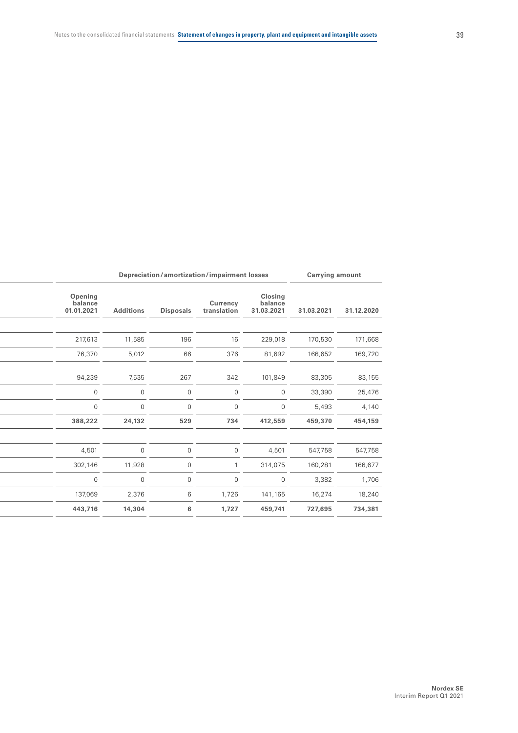| Depreciation / amortization / impairment losses | | | | | Carrying amount | |
|---|---|---|---|---|---|---|
| Opening balance 01.01.2021 | Additions | Disposals | Currency translation | Closing balance 31.03.2021 | 31.03.2021 | 31.12.2020 |
| | | | | | | |
| 217,613 | 11,585 | 196 | 16 | 229,018 | 170,530 | 171,668 |
| 76,370 | 5,012 | 66 | 376 | 81,692 | 166,652 | 169,720 |
| 94,239 | 7,535 | 267 | 342 | 101,849 | 83,305 | 83,155 |
| 0 | 0 | 0 | 0 | 0 | 33,390 | 25,476 |
| 0 | 0 | 0 | 0 | 0 | 5,493 | 4,140 |
| **388,222** | **24,132** | **529** | **734** | **412,559** | **459,370** | **454,159** |
| | | | | | | |
| 4,501 | 0 | 0 | 0 | 4,501 | 547,758 | 547,758 |
| 302,146 | 11,928 | 0 | 1 | 314,075 | 160,281 | 166,677 |
| 0 | 0 | 0 | 0 | 0 | 3,382 | 1,706 |
| 137,069 | 2,376 | 6 | 1,726 | 141,165 | 16,274 | 18,240 |
| **443,716** | **14,304** | **6** | **1,727** | **459,741** | **727,695** | **734,381** |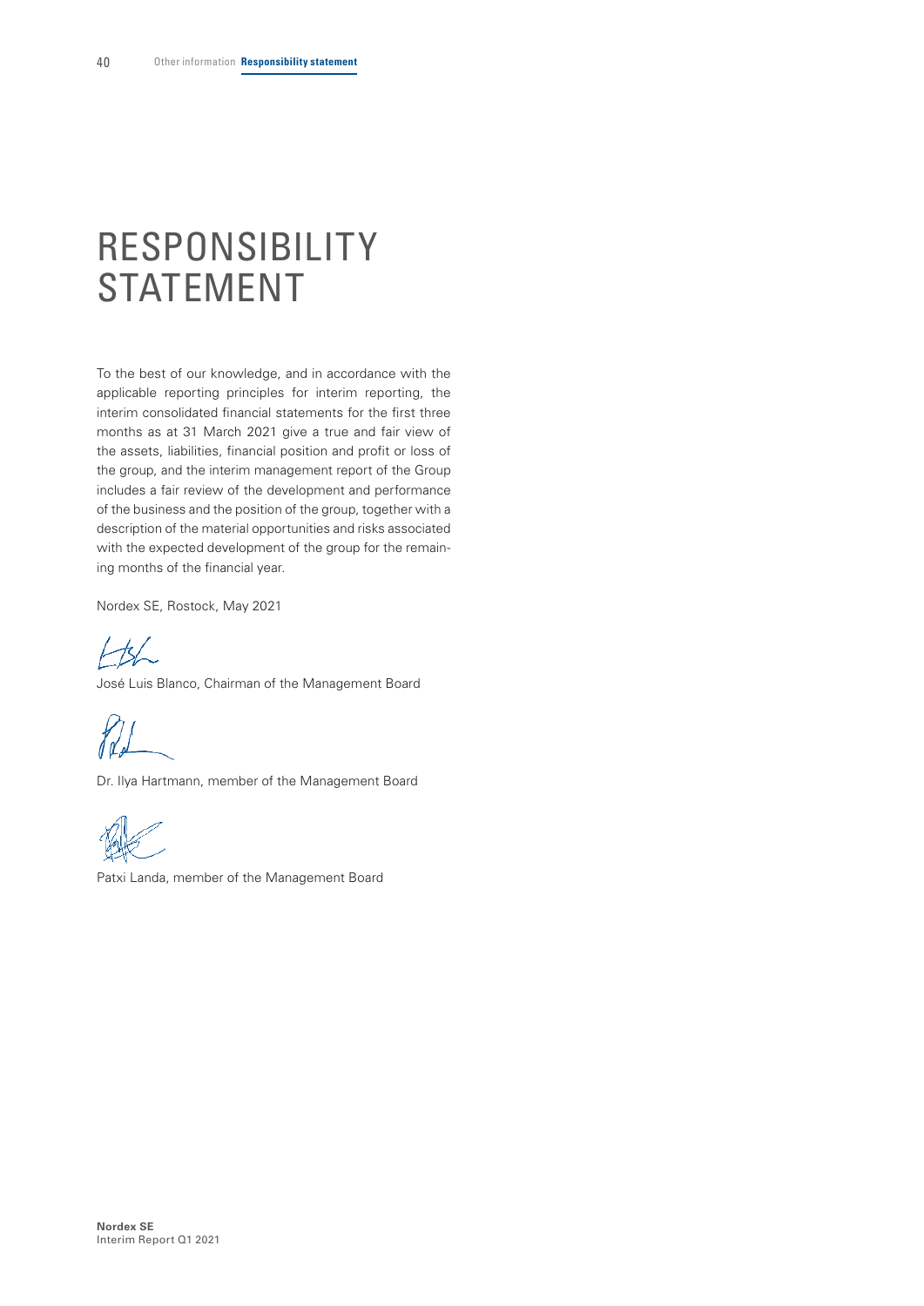# RESPONSIBILITY STATEMENT

To the best of our knowledge, and in accordance with the applicable reporting principles for interim reporting, the interim consolidated financial statements for the first three months as at 31 March 2021 give a true and fair view of the assets, liabilities, financial position and profit or loss of the group, and the interim management report of the Group includes a fair review of the development and performance of the business and the position of the group, together with a description of the material opportunities and risks associated with the expected development of the group for the remaining months of the financial year.

Nordex SE, Rostock, May 2021

José Luis Blanco, Chairman of the Management Board

Dr. Ilya Hartmann, member of the Management Board

Patxi Landa, member of the Management Board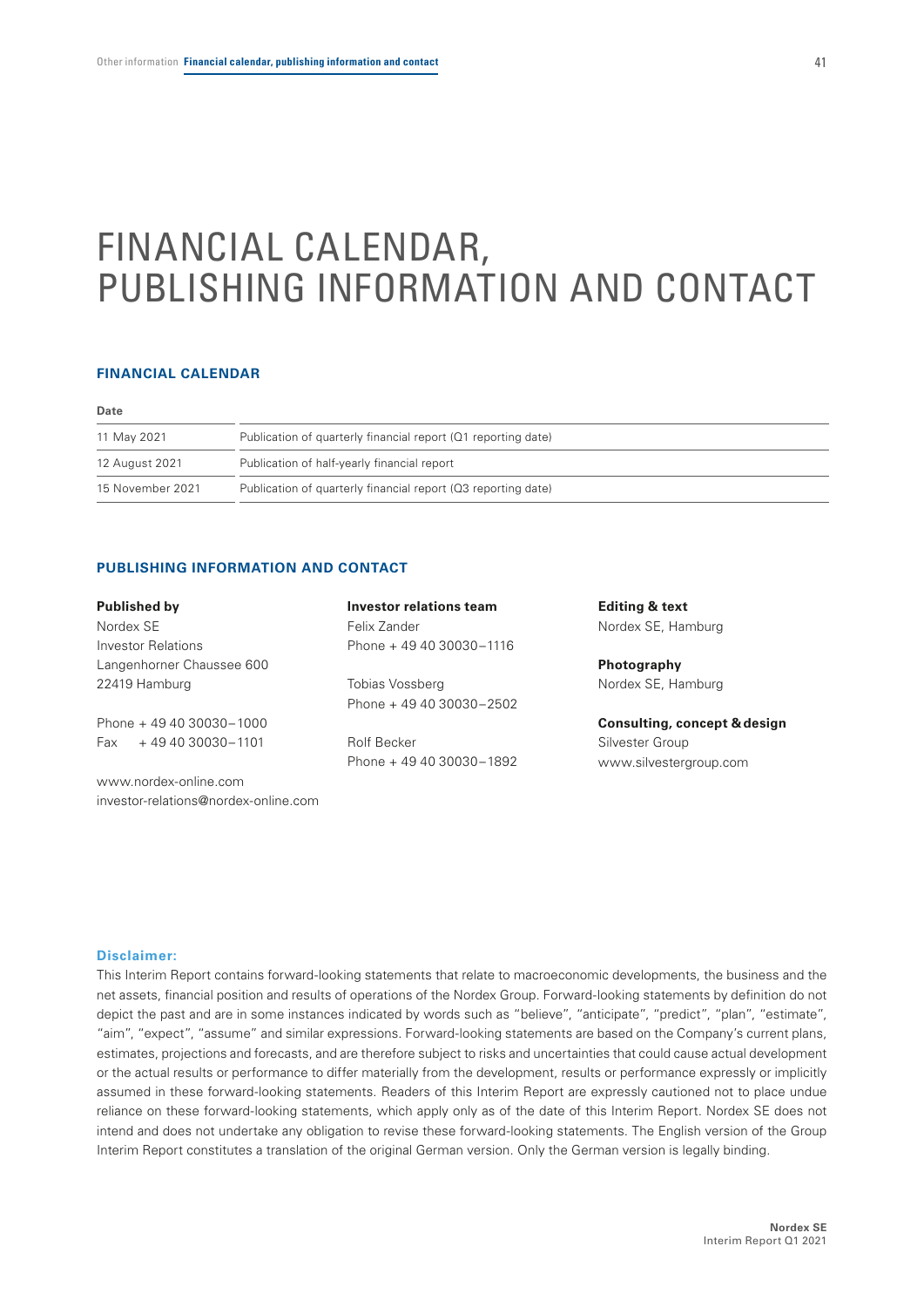# FINANCIAL CALENDAR, PUBLISHING INFORMATION AND CONTACT

## FINANCIAL CALENDAR

| Date | |
|---|---|
| 11 May 2021 | Publication of quarterly financial report (Q1 reporting date) |
| 12 August 2021 | Publication of half-yearly financial report |
| 15 November 2021 | Publication of quarterly financial report (Q3 reporting date) |

## PUBLISHING INFORMATION AND CONTACT

**Published by**
Nordex SE
Investor Relations
Langenhorner Chaussee 600
22419 Hamburg

Phone + 49 40 30030 – 1000
Fax + 49 40 30030 – 1101

www.nordex-online.com
investor-relations@nordex-online.com

**Investor relations team**
Felix Zander
Phone + 49 40 30030 – 1116

Tobias Vossberg
Phone + 49 40 30030 – 2502

Rolf Becker
Phone + 49 40 30030 – 1892

**Editing & text**
Nordex SE, Hamburg

**Photography**
Nordex SE, Hamburg

**Consulting, concept & design**
Silvester Group
www.silvestergroup.com

**Disclaimer:**

This Interim Report contains forward-looking statements that relate to macroeconomic developments, the business and the net assets, financial position and results of operations of the Nordex Group. Forward-looking statements by definition do not depict the past and are in some instances indicated by words such as "believe", "anticipate", "predict", "plan", "estimate", "aim", "expect", "assume" and similar expressions. Forward-looking statements are based on the Company's current plans, estimates, projections and forecasts, and are therefore subject to risks and uncertainties that could cause actual development or the actual results or performance to differ materially from the development, results or performance expressly or implicitly assumed in these forward-looking statements. Readers of this Interim Report are expressly cautioned not to place undue reliance on these forward-looking statements, which apply only as of the date of this Interim Report. Nordex SE does not intend and does not undertake any obligation to revise these forward-looking statements. The English version of the Group Interim Report constitutes a translation of the original German version. Only the German version is legally binding.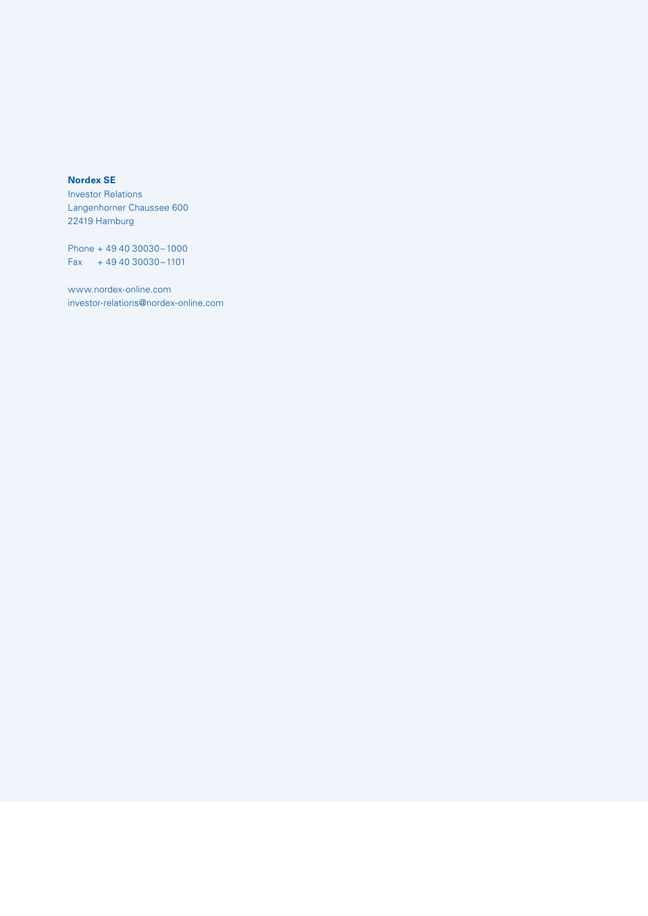**Nordex SE**
Investor Relations
Langenhorner Chaussee 600
22419 Hamburg

Phone + 49 40 30030 – 1000
Fax + 49 40 30030 – 1101

www.nordex-online.com
investor-relations@nordex-online.com